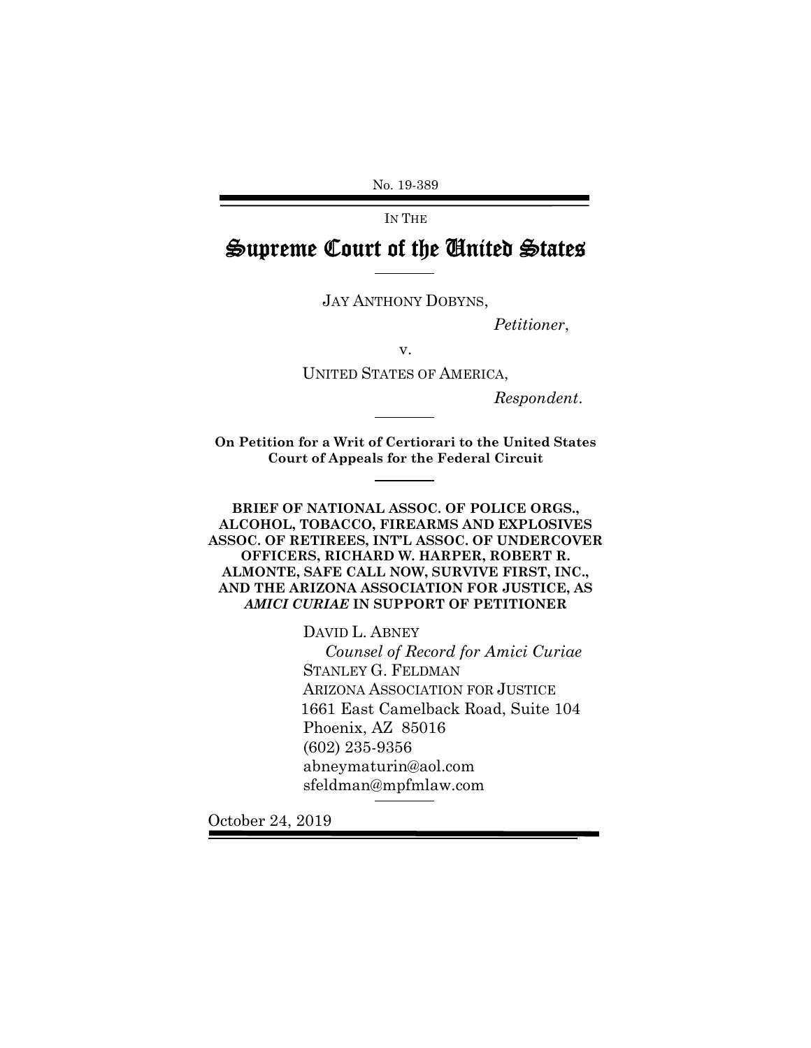No. 19-389

IN THE

# Supreme Court of the United States

JAY ANTHONY DOBYNS,

*Petitioner*,

v.

UNITED STATES OF AMERICA,

*Respondent*.

**On Petition for a Writ of Certiorari to the United States Court of Appeals for the Federal Circuit**

**BRIEF OF NATIONAL ASSOC. OF POLICE ORGS., ALCOHOL, TOBACCO, FIREARMS AND EXPLOSIVES ASSOC. OF RETIREES, INT'L ASSOC. OF UNDERCOVER OFFICERS, RICHARD W. HARPER, ROBERT R. ALMONTE, SAFE CALL NOW, SURVIVE FIRST, INC., AND THE ARIZONA ASSOCIATION FOR JUSTICE, AS *AMICI CURIAE* IN SUPPORT OF PETITIONER**

DAVID L. ABNEY
*Counsel of Record for Amici Curiae*
STANLEY G. FELDMAN
ARIZONA ASSOCIATION FOR JUSTICE
1661 East Camelback Road, Suite 104
Phoenix, AZ 85016
(602) 235-9356
abneymaturin@aol.com
sfeldman@mpfmlaw.com

October 24, 2019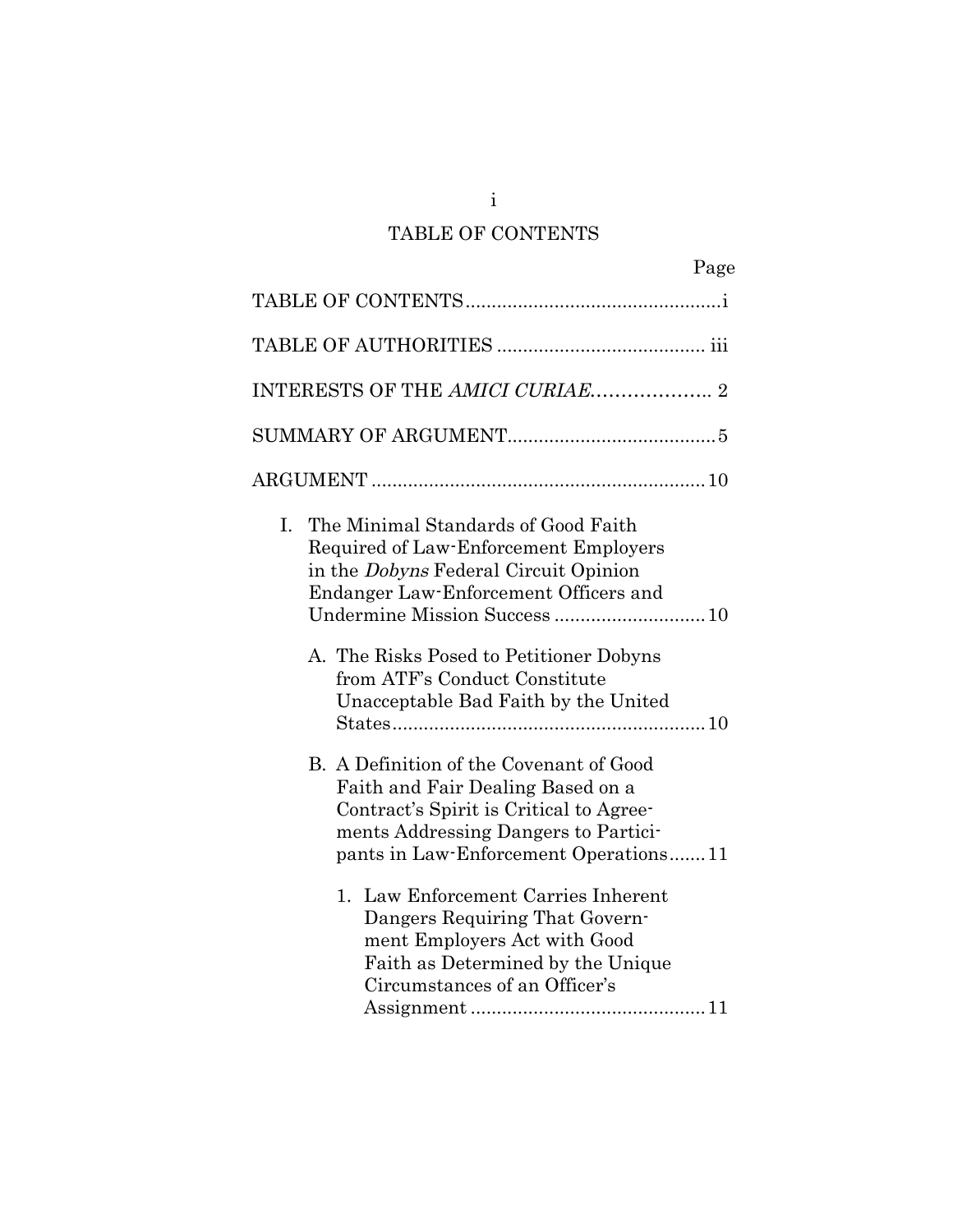# TABLE OF CONTENTS

| | Page |
|---|---|
| TABLE OF CONTENTS | i |
| TABLE OF AUTHORITIES | iii |
| INTERESTS OF THE *AMICI CURIAE* | 2 |
| SUMMARY OF ARGUMENT | 5 |
| ARGUMENT | 10 |
| I. The Minimal Standards of Good Faith Required of Law-Enforcement Employers in the *Dobyns* Federal Circuit Opinion Endanger Law-Enforcement Officers and Undermine Mission Success | 10 |
| A. The Risks Posed to Petitioner Dobyns from ATF's Conduct Constitute Unacceptable Bad Faith by the United States | 10 |
| B. A Definition of the Covenant of Good Faith and Fair Dealing Based on a Contract's Spirit is Critical to Agreements Addressing Dangers to Participants in Law-Enforcement Operations | 11 |
| 1. Law Enforcement Carries Inherent Dangers Requiring That Government Employers Act with Good Faith as Determined by the Unique Circumstances of an Officer's Assignment | 11 |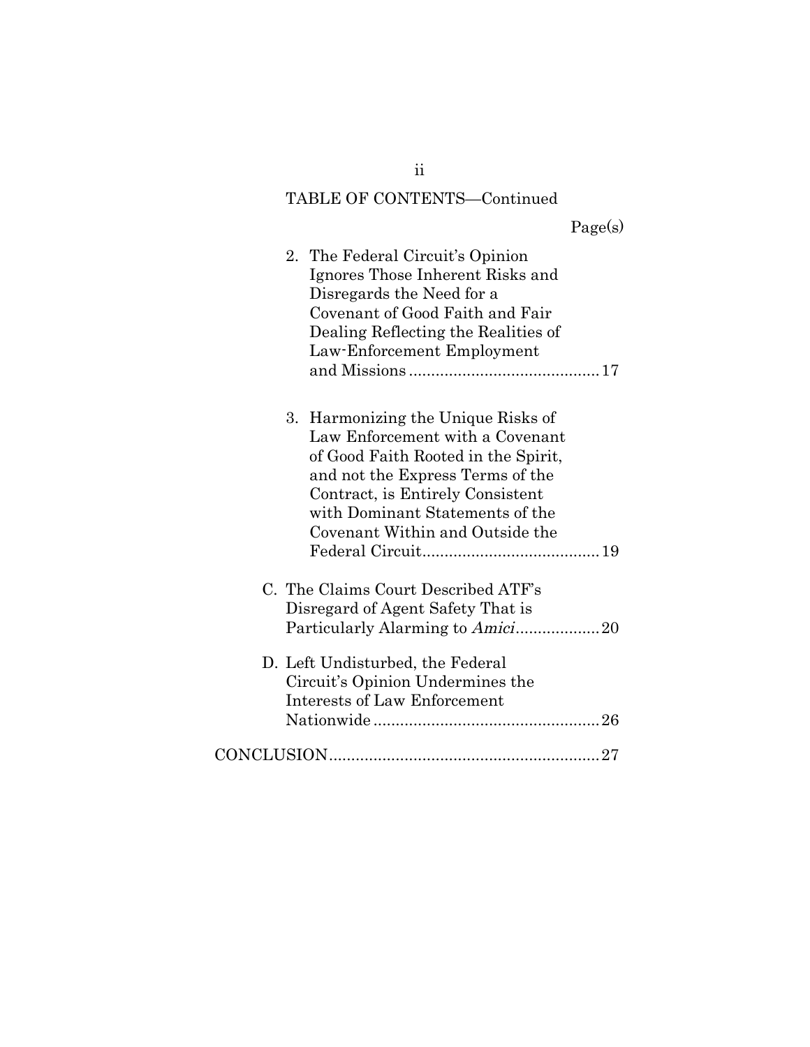TABLE OF CONTENTS—Continued

| | Page(s) |
|---|---|
| 2. The Federal Circuit's Opinion Ignores Those Inherent Risks and Disregards the Need for a Covenant of Good Faith and Fair Dealing Reflecting the Realities of Law-Enforcement Employment and Missions | 17 |
| 3. Harmonizing the Unique Risks of Law Enforcement with a Covenant of Good Faith Rooted in the Spirit, and not the Express Terms of the Contract, is Entirely Consistent with Dominant Statements of the Covenant Within and Outside the Federal Circuit | 19 |
| C. The Claims Court Described ATF's Disregard of Agent Safety That is Particularly Alarming to *Amici* | 20 |
| D. Left Undisturbed, the Federal Circuit's Opinion Undermines the Interests of Law Enforcement Nationwide | 26 |
| CONCLUSION | 27 |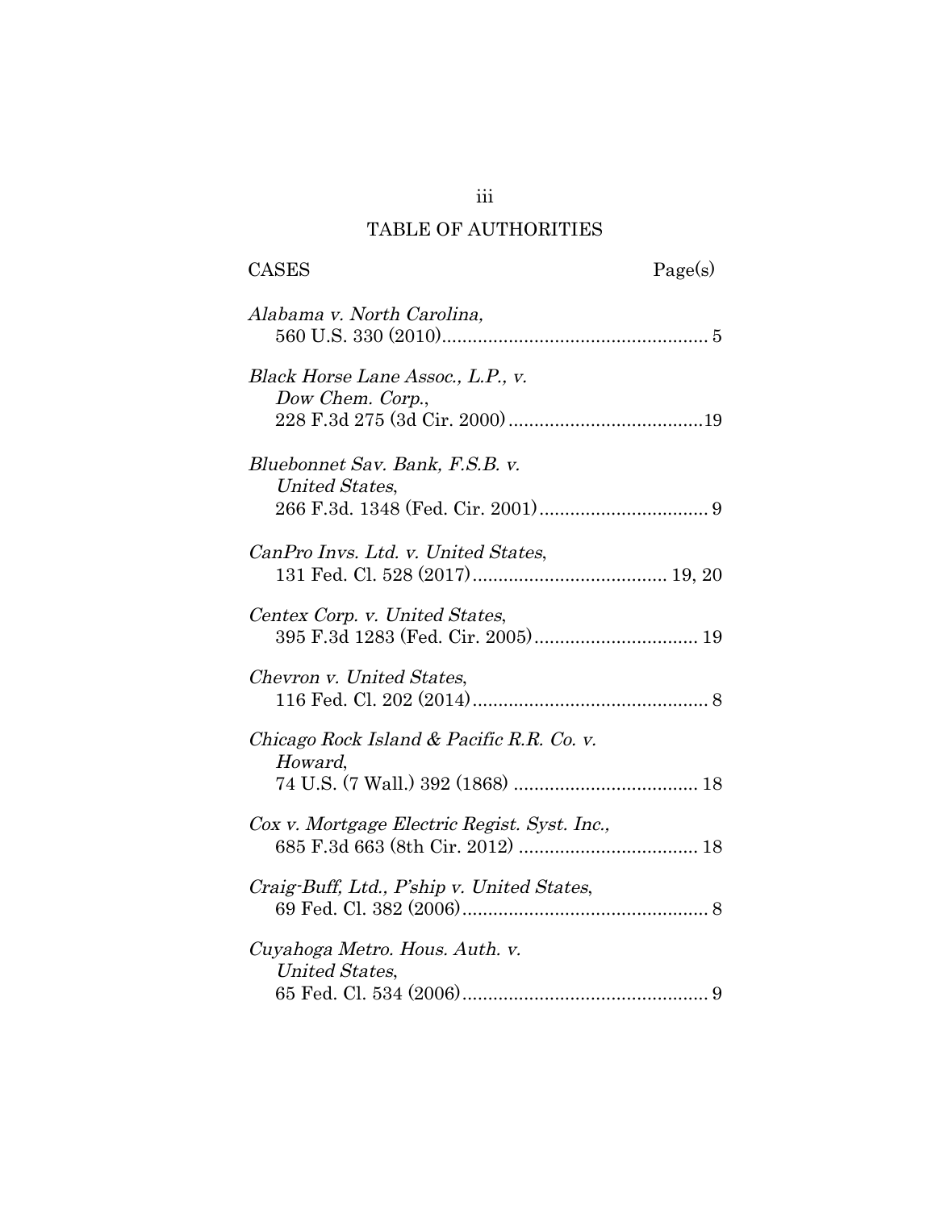# TABLE OF AUTHORITIES

CASES | Page(s)

*Alabama v. North Carolina*,
560 U.S. 330 (2010).................................................... 5

*Black Horse Lane Assoc., L.P., v. Dow Chem. Corp.*,
228 F.3d 275 (3d Cir. 2000)......................................19

*Bluebonnet Sav. Bank, F.S.B. v. United States*,
266 F.3d. 1348 (Fed. Cir. 2001)................................. 9

*CanPro Invs. Ltd. v. United States*,
131 Fed. Cl. 528 (2017)...................................... 19, 20

*Centex Corp. v. United States*,
395 F.3d 1283 (Fed. Cir. 2005)................................ 19

*Chevron v. United States*,
116 Fed. Cl. 202 (2014).............................................. 8

*Chicago Rock Island & Pacific R.R. Co. v. Howard*,
74 U.S. (7 Wall.) 392 (1868) .................................... 18

*Cox v. Mortgage Electric Regist. Syst. Inc.*,
685 F.3d 663 (8th Cir. 2012) ................................... 18

*Craig-Buff, Ltd., P'ship v. United States*,
69 Fed. Cl. 382 (2006)................................................ 8

*Cuyahoga Metro. Hous. Auth. v. United States*,
65 Fed. Cl. 534 (2006)................................................ 9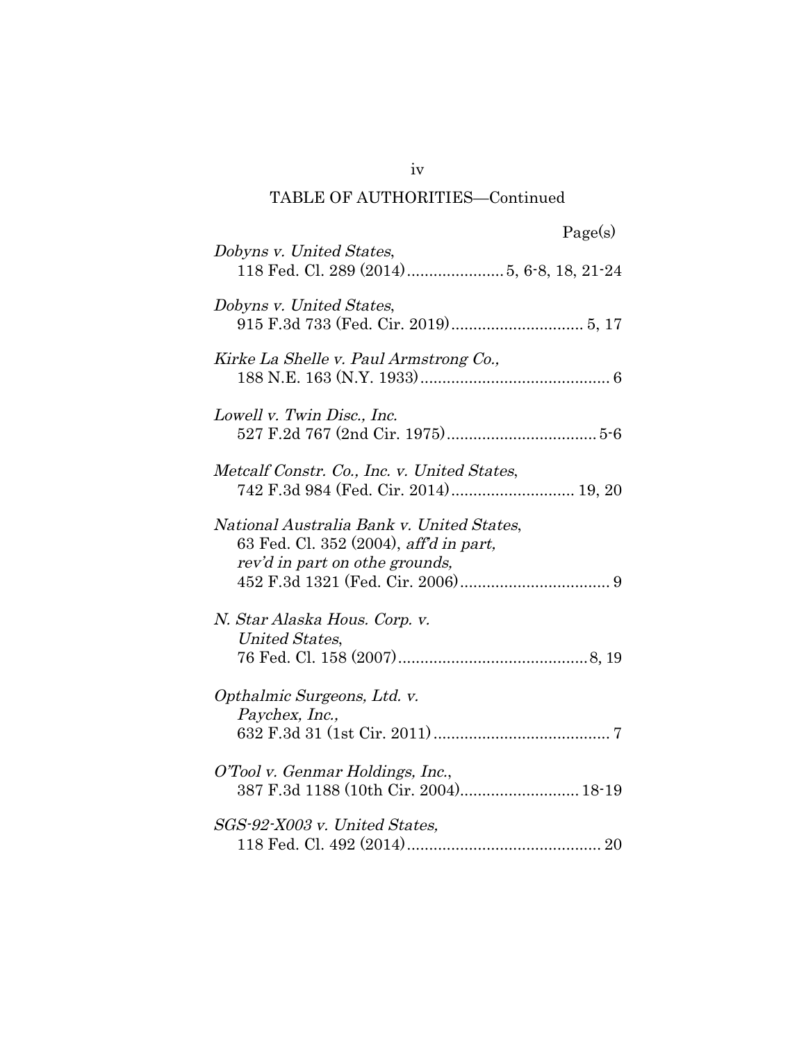TABLE OF AUTHORITIES—Continued

Page(s)

*Dobyns v. United States*,
118 Fed. Cl. 289 (2014)...................... 5, 6-8, 18, 21-24

*Dobyns v. United States*,
915 F.3d 733 (Fed. Cir. 2019)............................. 5, 17

*Kirke La Shelle v. Paul Armstrong Co.,*
188 N.E. 163 (N.Y. 1933)........................................... 6

*Lowell v. Twin Disc., Inc.*
527 F.2d 767 (2nd Cir. 1975).................................. 5-6

*Metcalf Constr. Co., Inc. v. United States*,
742 F.3d 984 (Fed. Cir. 2014)........................... 19, 20

*National Australia Bank v. United States*,
63 Fed. Cl. 352 (2004), *aff'd in part, rev'd in part on othe grounds,*
452 F.3d 1321 (Fed. Cir. 2006).................................. 9

*N. Star Alaska Hous. Corp. v. United States*,
76 Fed. Cl. 158 (2007)...........................................8, 19

*Opthalmic Surgeons, Ltd. v. Paychex, Inc.,*
632 F.3d 31 (1st Cir. 2011)........................................ 7

*O'Tool v. Genmar Holdings, Inc.*,
387 F.3d 1188 (10th Cir. 2004)........................... 18-19

*SGS-92-X003 v. United States,*
118 Fed. Cl. 492 (2014)............................................ 20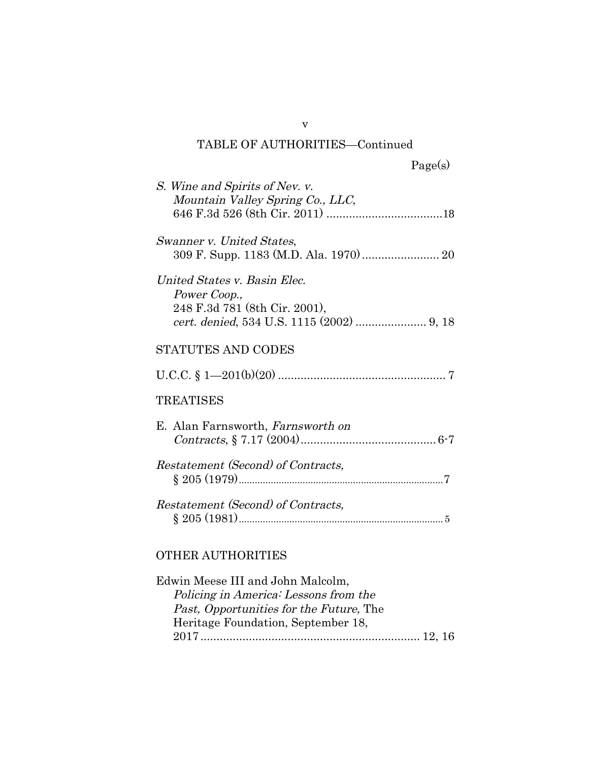TABLE OF AUTHORITIES—Continued

Page(s)

*S. Wine and Spirits of Nev. v. Mountain Valley Spring Co., LLC*, 646 F.3d 526 (8th Cir. 2011) .................................... 18

*Swanner v. United States*, 309 F. Supp. 1183 (M.D. Ala. 1970) ........................ 20

*United States v. Basin Elec. Power Coop.*, 248 F.3d 781 (8th Cir. 2001), *cert. denied*, 534 U.S. 1115 (2002) ...................... 9, 18

STATUTES AND CODES

U.C.C. § 1—201(b)(20) .................................................... 7

TREATISES

E. Alan Farnsworth, *Farnsworth on Contracts*, § 7.17 (2004) .......................................... 6-7

*Restatement (Second) of Contracts*, § 205 (1979) ........................................................................... 7

*Restatement (Second) of Contracts*, § 205 (1981) ........................................................................... 5

OTHER AUTHORITIES

Edwin Meese III and John Malcolm, *Policing in America: Lessons from the Past, Opportunities for the Future,* The Heritage Foundation, September 18, 2017 .................................................................... 12, 16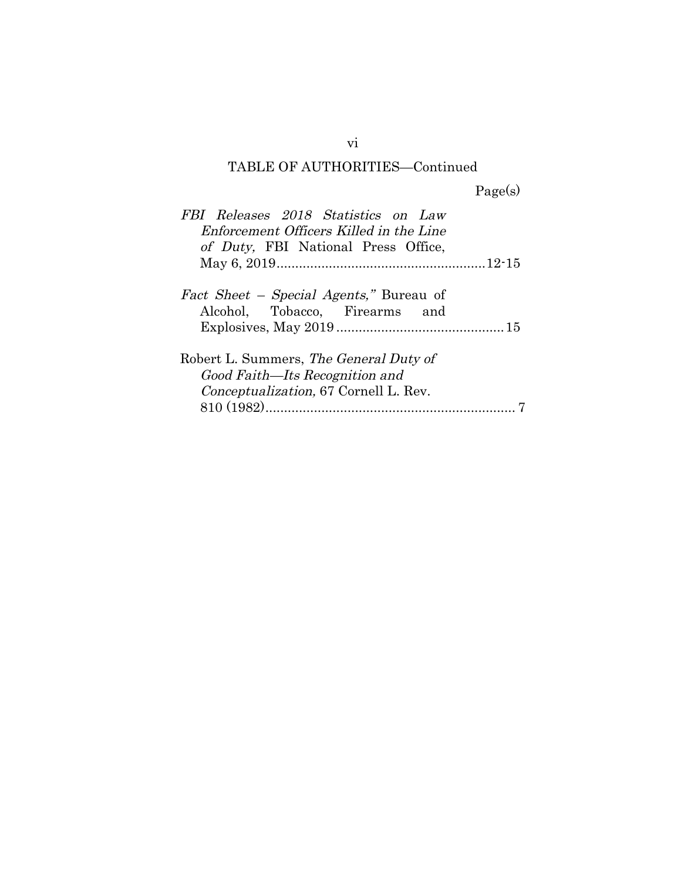TABLE OF AUTHORITIES—Continued

Page(s)

*FBI Releases 2018 Statistics on Law Enforcement Officers Killed in the Line of Duty,* FBI National Press Office, May 6, 2019........................................................12-15

*Fact Sheet – Special Agents,"* Bureau of Alcohol, Tobacco, Firearms and Explosives, May 2019 ............................................. 15

Robert L. Summers, *The General Duty of Good Faith—Its Recognition and Conceptualization,* 67 Cornell L. Rev. 810 (1982).................................................................... 7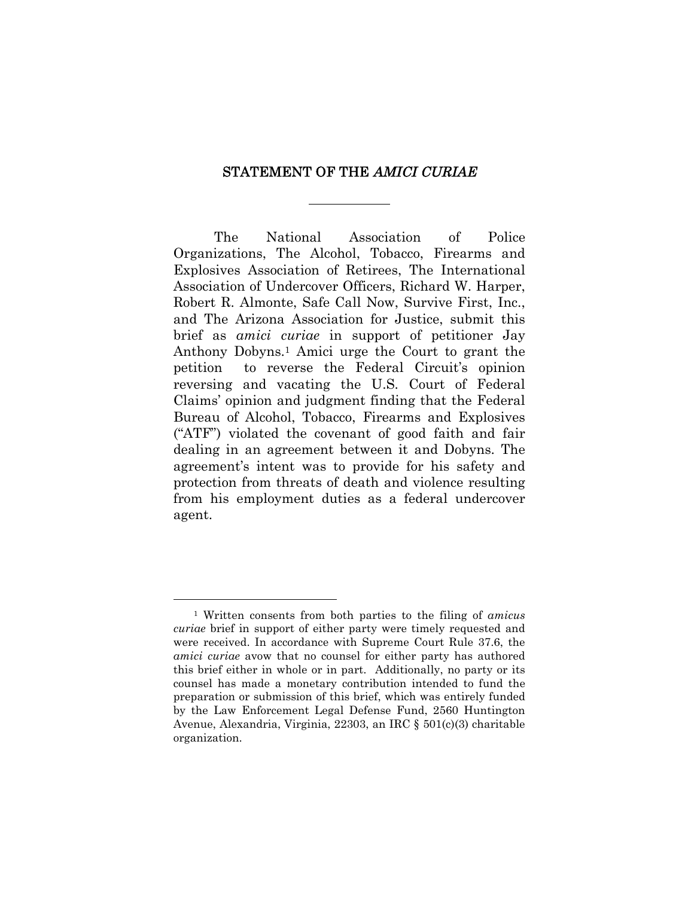## STATEMENT OF THE *AMICI CURIAE*

The National Association of Police Organizations, The Alcohol, Tobacco, Firearms and Explosives Association of Retirees, The International Association of Undercover Officers, Richard W. Harper, Robert R. Almonte, Safe Call Now, Survive First, Inc., and The Arizona Association for Justice, submit this brief as *amici curiae* in support of petitioner Jay Anthony Dobyns.[1] Amici urge the Court to grant the petition to reverse the Federal Circuit's opinion reversing and vacating the U.S. Court of Federal Claims' opinion and judgment finding that the Federal Bureau of Alcohol, Tobacco, Firearms and Explosives ("ATF") violated the covenant of good faith and fair dealing in an agreement between it and Dobyns. The agreement's intent was to provide for his safety and protection from threats of death and violence resulting from his employment duties as a federal undercover agent.

---

[1] Written consents from both parties to the filing of *amicus curiae* brief in support of either party were timely requested and were received. In accordance with Supreme Court Rule 37.6, the *amici curiae* avow that no counsel for either party has authored this brief either in whole or in part. Additionally, no party or its counsel has made a monetary contribution intended to fund the preparation or submission of this brief, which was entirely funded by the Law Enforcement Legal Defense Fund, 2560 Huntington Avenue, Alexandria, Virginia, 22303, an IRC § 501(c)(3) charitable organization.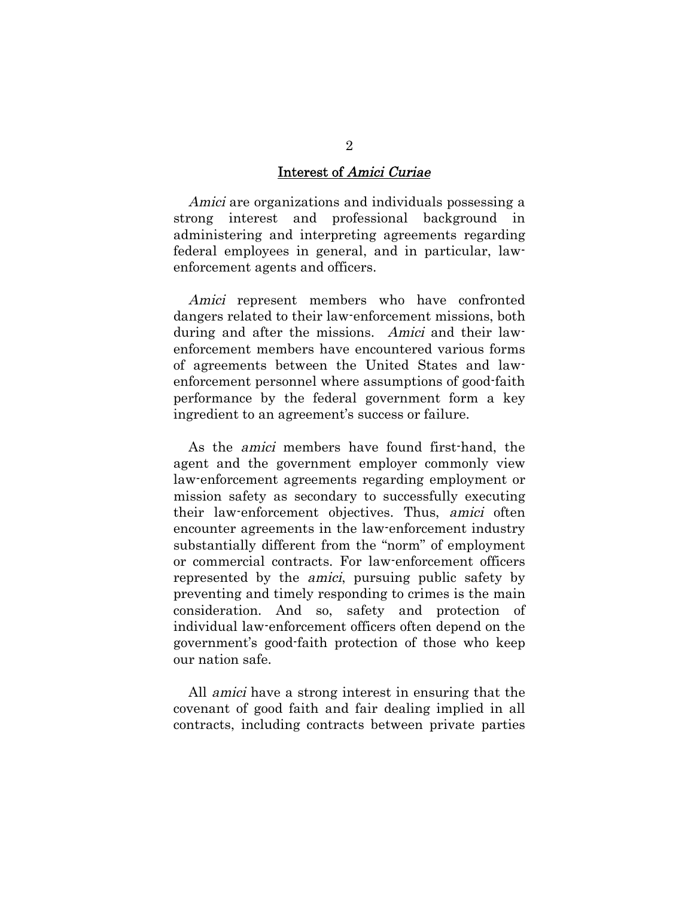## Interest of *Amici Curiae*

*Amici* are organizations and individuals possessing a strong interest and professional background in administering and interpreting agreements regarding federal employees in general, and in particular, law-enforcement agents and officers.

*Amici* represent members who have confronted dangers related to their law-enforcement missions, both during and after the missions. *Amici* and their law-enforcement members have encountered various forms of agreements between the United States and law-enforcement personnel where assumptions of good-faith performance by the federal government form a key ingredient to an agreement's success or failure.

As the *amici* members have found first-hand, the agent and the government employer commonly view law-enforcement agreements regarding employment or mission safety as secondary to successfully executing their law-enforcement objectives. Thus, *amici* often encounter agreements in the law-enforcement industry substantially different from the "norm" of employment or commercial contracts. For law-enforcement officers represented by the *amici*, pursuing public safety by preventing and timely responding to crimes is the main consideration. And so, safety and protection of individual law-enforcement officers often depend on the government's good-faith protection of those who keep our nation safe.

All *amici* have a strong interest in ensuring that the covenant of good faith and fair dealing implied in all contracts, including contracts between private parties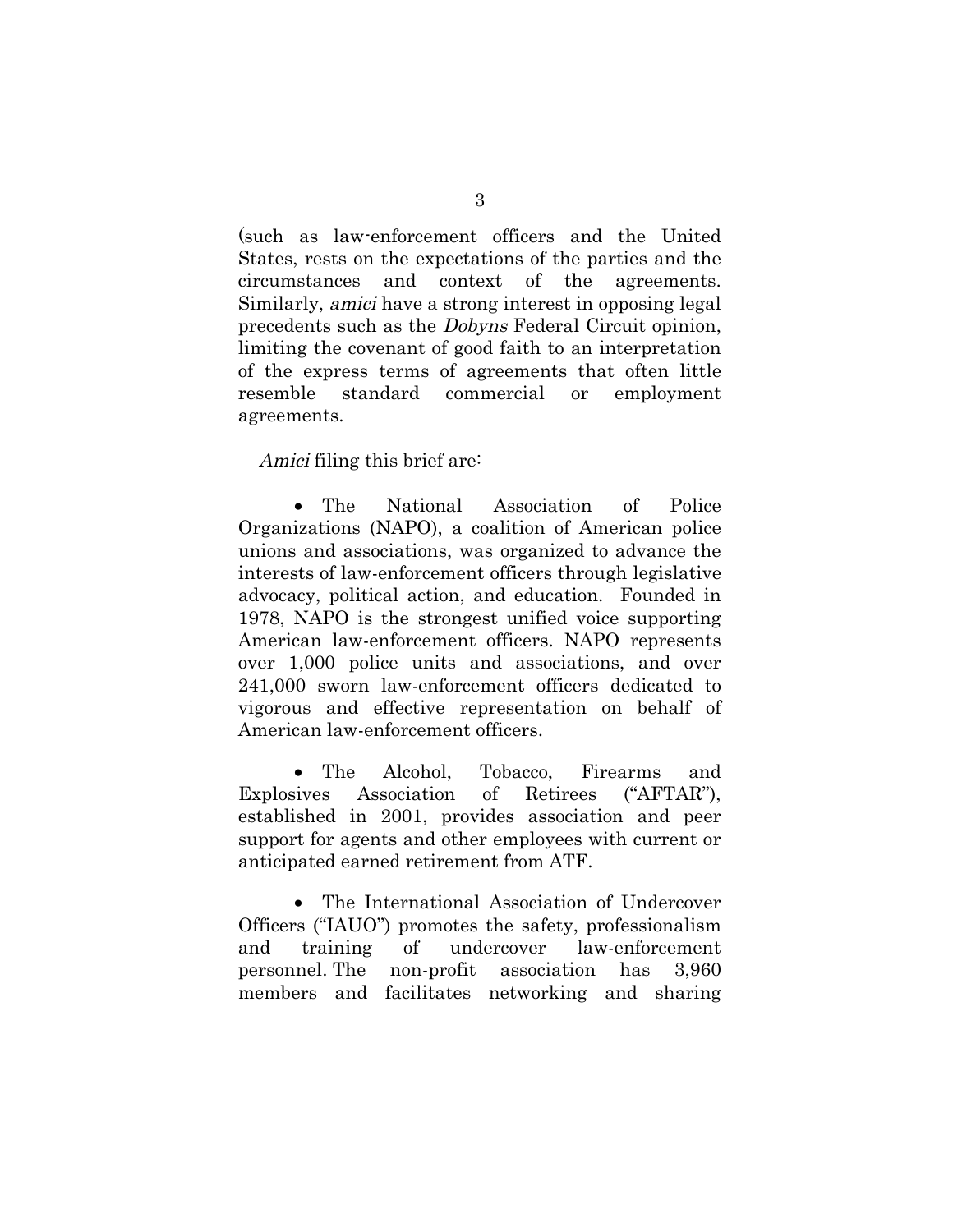(such as law-enforcement officers and the United States, rests on the expectations of the parties and the circumstances and context of the agreements. Similarly, *amici* have a strong interest in opposing legal precedents such as the *Dobyns* Federal Circuit opinion, limiting the covenant of good faith to an interpretation of the express terms of agreements that often little resemble standard commercial or employment agreements.

*Amici* filing this brief are:

- The National Association of Police Organizations (NAPO), a coalition of American police unions and associations, was organized to advance the interests of law-enforcement officers through legislative advocacy, political action, and education. Founded in 1978, NAPO is the strongest unified voice supporting American law-enforcement officers. NAPO represents over 1,000 police units and associations, and over 241,000 sworn law-enforcement officers dedicated to vigorous and effective representation on behalf of American law-enforcement officers.

- The Alcohol, Tobacco, Firearms and Explosives Association of Retirees ("AFTAR"), established in 2001, provides association and peer support for agents and other employees with current or anticipated earned retirement from ATF.

- The International Association of Undercover Officers ("IAUO") promotes the safety, professionalism and training of undercover law-enforcement personnel. The non-profit association has 3,960 members and facilitates networking and sharing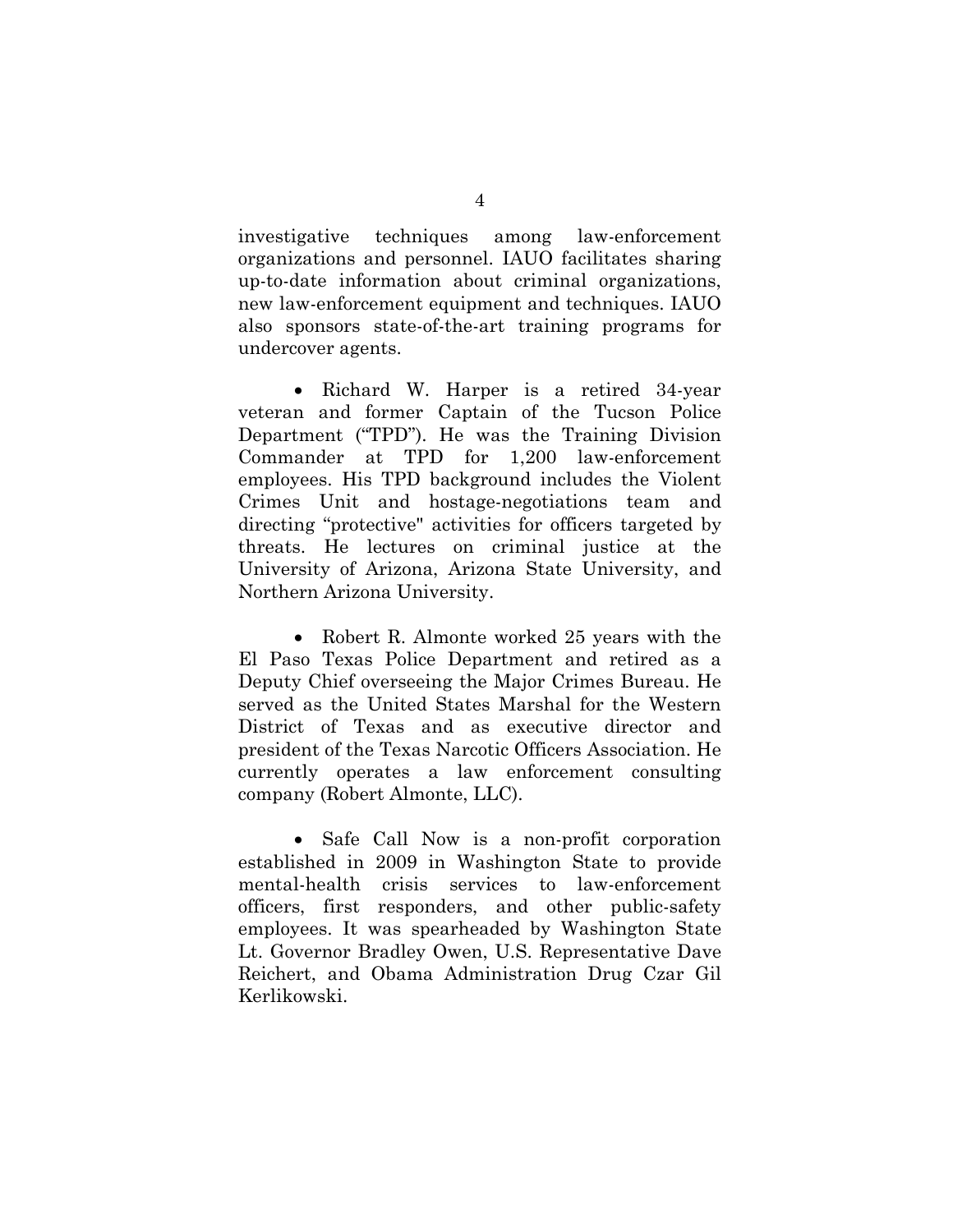investigative techniques among law-enforcement organizations and personnel. IAUO facilitates sharing up-to-date information about criminal organizations, new law-enforcement equipment and techniques. IAUO also sponsors state-of-the-art training programs for undercover agents.

- Richard W. Harper is a retired 34-year veteran and former Captain of the Tucson Police Department ("TPD"). He was the Training Division Commander at TPD for 1,200 law-enforcement employees. His TPD background includes the Violent Crimes Unit and hostage-negotiations team and directing "protective" activities for officers targeted by threats. He lectures on criminal justice at the University of Arizona, Arizona State University, and Northern Arizona University.

- Robert R. Almonte worked 25 years with the El Paso Texas Police Department and retired as a Deputy Chief overseeing the Major Crimes Bureau. He served as the United States Marshal for the Western District of Texas and as executive director and president of the Texas Narcotic Officers Association. He currently operates a law enforcement consulting company (Robert Almonte, LLC).

- Safe Call Now is a non-profit corporation established in 2009 in Washington State to provide mental-health crisis services to law-enforcement officers, first responders, and other public-safety employees. It was spearheaded by Washington State Lt. Governor Bradley Owen, U.S. Representative Dave Reichert, and Obama Administration Drug Czar Gil Kerlikowski.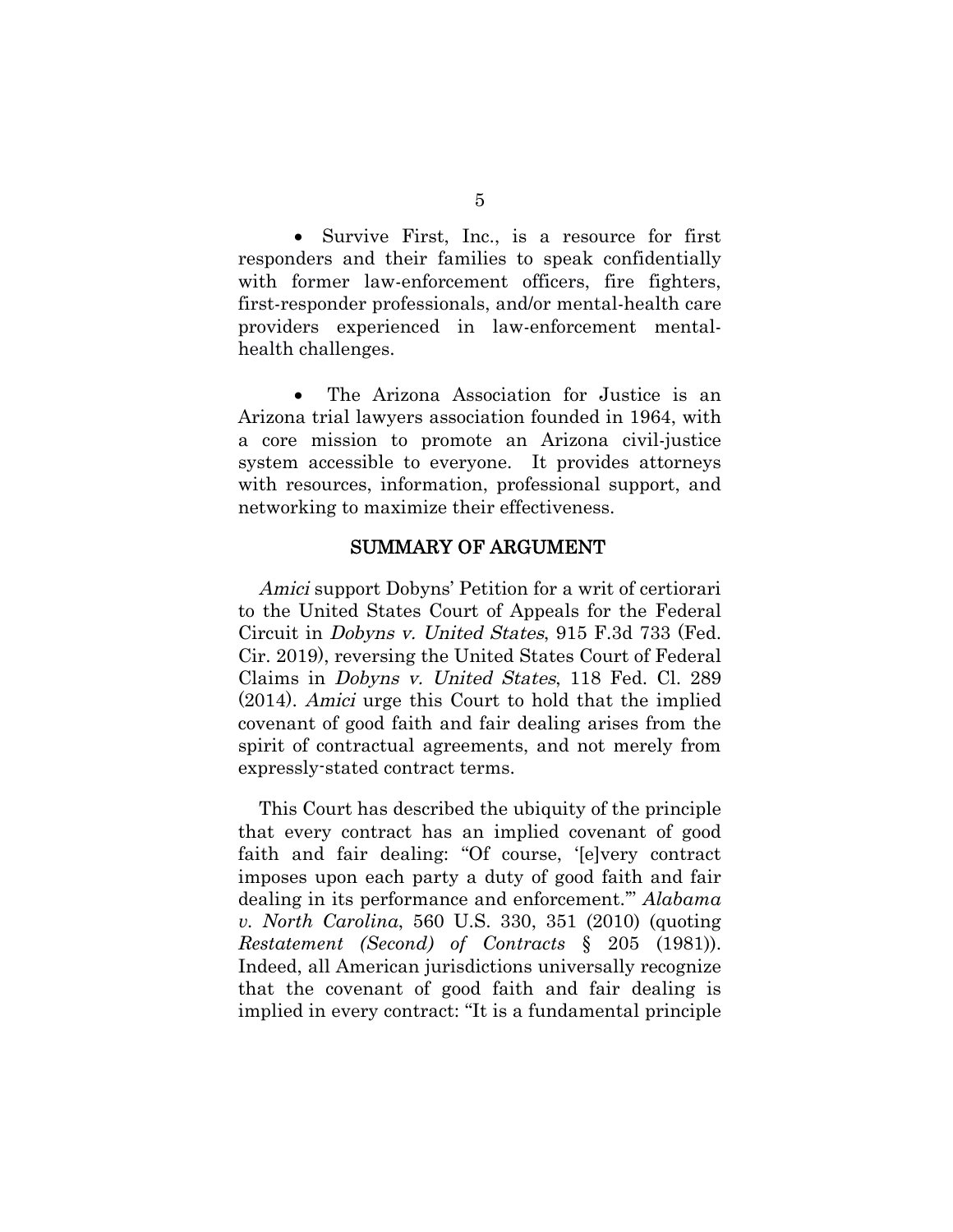- Survive First, Inc., is a resource for first responders and their families to speak confidentially with former law-enforcement officers, fire fighters, first-responder professionals, and/or mental-health care providers experienced in law-enforcement mental-health challenges.

- The Arizona Association for Justice is an Arizona trial lawyers association founded in 1964, with a core mission to promote an Arizona civil-justice system accessible to everyone. It provides attorneys with resources, information, professional support, and networking to maximize their effectiveness.

## SUMMARY OF ARGUMENT

*Amici* support Dobyns' Petition for a writ of certiorari to the United States Court of Appeals for the Federal Circuit in *Dobyns v. United States*, 915 F.3d 733 (Fed. Cir. 2019), reversing the United States Court of Federal Claims in *Dobyns v. United States*, 118 Fed. Cl. 289 (2014). *Amici* urge this Court to hold that the implied covenant of good faith and fair dealing arises from the spirit of contractual agreements, and not merely from expressly-stated contract terms.

This Court has described the ubiquity of the principle that every contract has an implied covenant of good faith and fair dealing: "Of course, '[e]very contract imposes upon each party a duty of good faith and fair dealing in its performance and enforcement.'" *Alabama v. North Carolina*, 560 U.S. 330, 351 (2010) (quoting *Restatement (Second) of Contracts* § 205 (1981)). Indeed, all American jurisdictions universally recognize that the covenant of good faith and fair dealing is implied in every contract: "It is a fundamental principle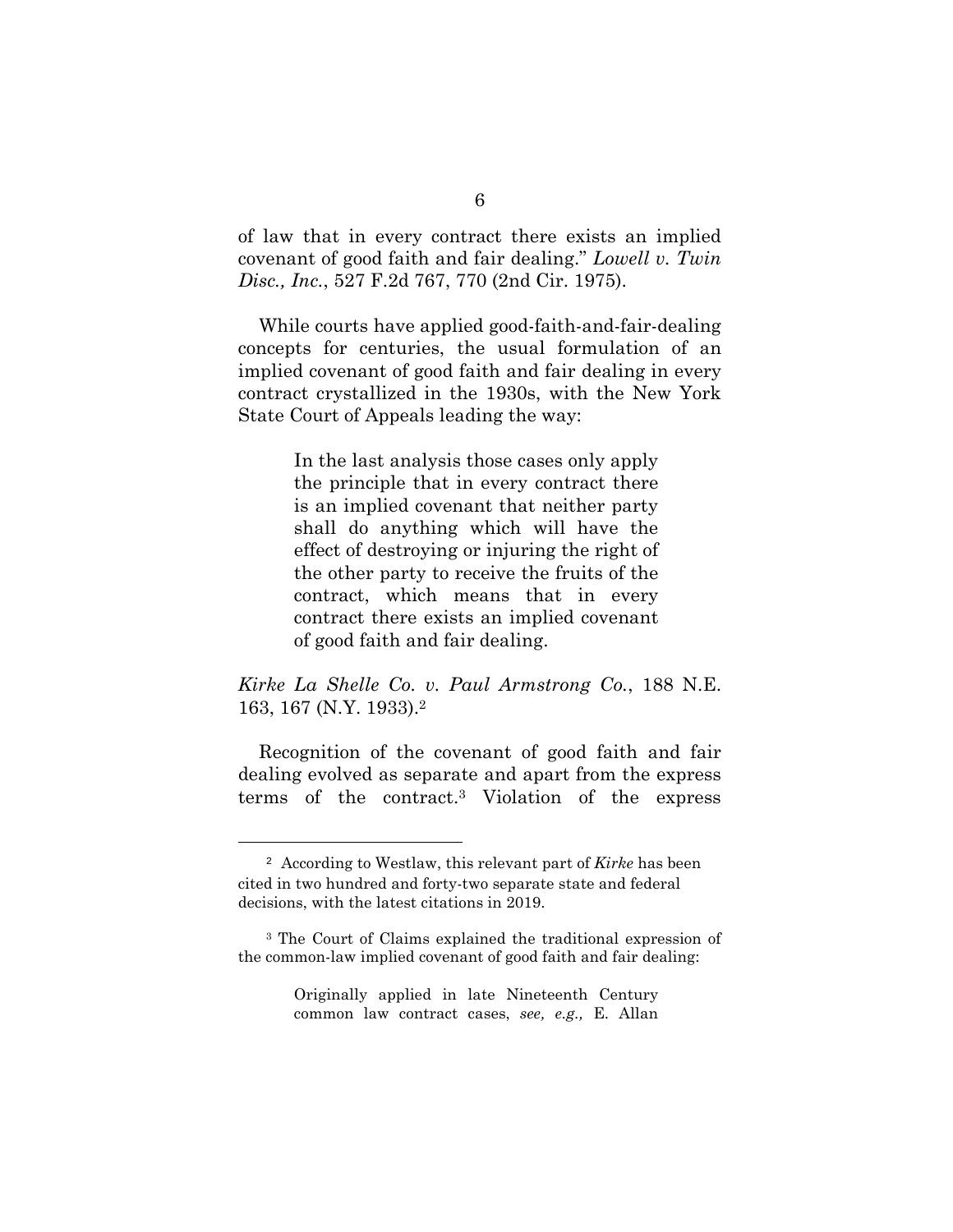of law that in every contract there exists an implied covenant of good faith and fair dealing." *Lowell v. Twin Disc., Inc.*, 527 F.2d 767, 770 (2nd Cir. 1975).

While courts have applied good-faith-and-fair-dealing concepts for centuries, the usual formulation of an implied covenant of good faith and fair dealing in every contract crystallized in the 1930s, with the New York State Court of Appeals leading the way:

> In the last analysis those cases only apply the principle that in every contract there is an implied covenant that neither party shall do anything which will have the effect of destroying or injuring the right of the other party to receive the fruits of the contract, which means that in every contract there exists an implied covenant of good faith and fair dealing.

*Kirke La Shelle Co. v. Paul Armstrong Co.*, 188 N.E. 163, 167 (N.Y. 1933).[2]

Recognition of the covenant of good faith and fair dealing evolved as separate and apart from the express terms of the contract.[3] Violation of the express

---

[2] According to Westlaw, this relevant part of *Kirke* has been cited in two hundred and forty-two separate state and federal decisions, with the latest citations in 2019.

[3] The Court of Claims explained the traditional expression of the common-law implied covenant of good faith and fair dealing:

> Originally applied in late Nineteenth Century common law contract cases, *see, e.g.,* E. Allan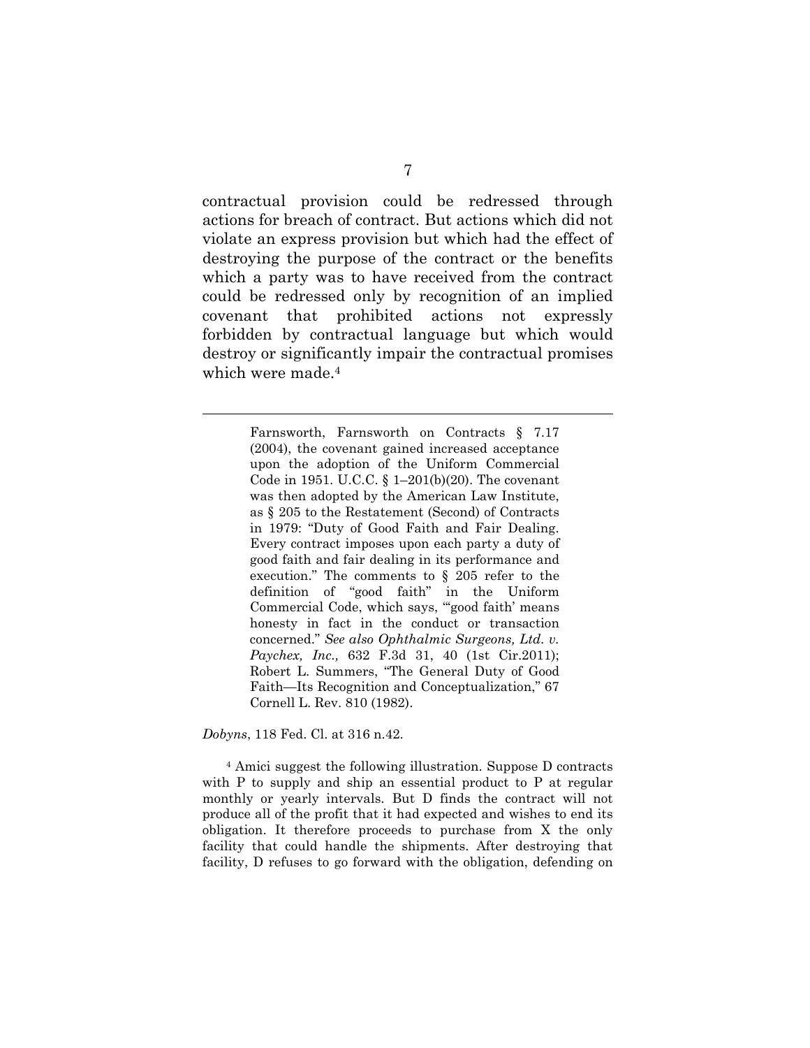contractual provision could be redressed through actions for breach of contract. But actions which did not violate an express provision but which had the effect of destroying the purpose of the contract or the benefits which a party was to have received from the contract could be redressed only by recognition of an implied covenant that prohibited actions not expressly forbidden by contractual language but which would destroy or significantly impair the contractual promises which were made.[4]

---

> Farnsworth, Farnsworth on Contracts § 7.17 (2004), the covenant gained increased acceptance upon the adoption of the Uniform Commercial Code in 1951. U.C.C. § 1–201(b)(20). The covenant was then adopted by the American Law Institute, as § 205 to the Restatement (Second) of Contracts in 1979: "Duty of Good Faith and Fair Dealing. Every contract imposes upon each party a duty of good faith and fair dealing in its performance and execution." The comments to § 205 refer to the definition of "good faith" in the Uniform Commercial Code, which says, "'good faith' means honesty in fact in the conduct or transaction concerned." *See also Ophthalmic Surgeons, Ltd. v. Paychex, Inc.,* 632 F.3d 31, 40 (1st Cir.2011); Robert L. Summers, "The General Duty of Good Faith—Its Recognition and Conceptualization," 67 Cornell L. Rev. 810 (1982).

*Dobyns*, 118 Fed. Cl. at 316 n.42.

[4] Amici suggest the following illustration. Suppose D contracts with P to supply and ship an essential product to P at regular monthly or yearly intervals. But D finds the contract will not produce all of the profit that it had expected and wishes to end its obligation. It therefore proceeds to purchase from X the only facility that could handle the shipments. After destroying that facility, D refuses to go forward with the obligation, defending on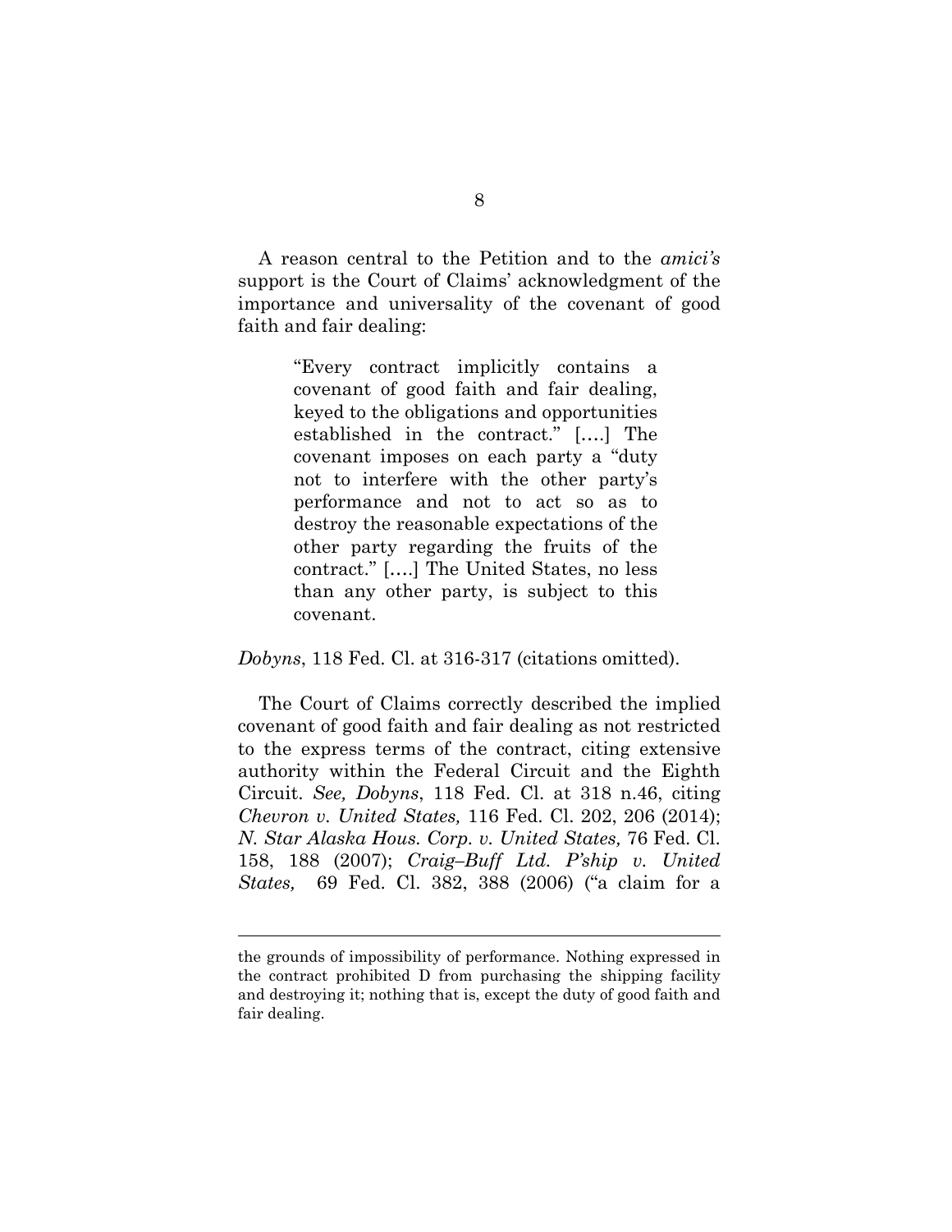A reason central to the Petition and to the *amici's* support is the Court of Claims' acknowledgment of the importance and universality of the covenant of good faith and fair dealing:

> "Every contract implicitly contains a covenant of good faith and fair dealing, keyed to the obligations and opportunities established in the contract." [….] The covenant imposes on each party a "duty not to interfere with the other party's performance and not to act so as to destroy the reasonable expectations of the other party regarding the fruits of the contract." [….] The United States, no less than any other party, is subject to this covenant.

*Dobyns*, 118 Fed. Cl. at 316-317 (citations omitted).

The Court of Claims correctly described the implied covenant of good faith and fair dealing as not restricted to the express terms of the contract, citing extensive authority within the Federal Circuit and the Eighth Circuit. *See, Dobyns*, 118 Fed. Cl. at 318 n.46, citing *Chevron v. United States,* 116 Fed. Cl. 202, 206 (2014); *N. Star Alaska Hous. Corp. v. United States,* 76 Fed. Cl. 158, 188 (2007); *Craig–Buff Ltd. P'ship v. United States,* 69 Fed. Cl. 382, 388 (2006) ("a claim for a

---

the grounds of impossibility of performance. Nothing expressed in the contract prohibited D from purchasing the shipping facility and destroying it; nothing that is, except the duty of good faith and fair dealing.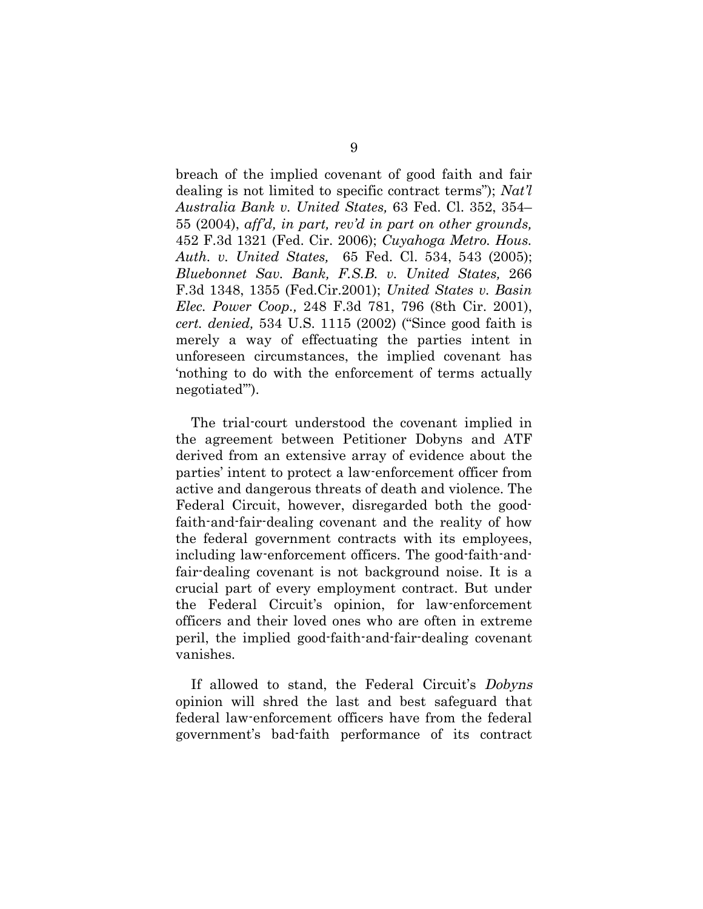breach of the implied covenant of good faith and fair dealing is not limited to specific contract terms"); *Nat'l Australia Bank v. United States,* 63 Fed. Cl. 352, 354–55 (2004), *aff'd, in part, rev'd in part on other grounds,* 452 F.3d 1321 (Fed. Cir. 2006); *Cuyahoga Metro. Hous. Auth. v. United States,* 65 Fed. Cl. 534, 543 (2005); *Bluebonnet Sav. Bank, F.S.B. v. United States,* 266 F.3d 1348, 1355 (Fed.Cir.2001); *United States v. Basin Elec. Power Coop.,* 248 F.3d 781, 796 (8th Cir. 2001), *cert. denied,* 534 U.S. 1115 (2002) ("Since good faith is merely a way of effectuating the parties intent in unforeseen circumstances, the implied covenant has 'nothing to do with the enforcement of terms actually negotiated'").

The trial-court understood the covenant implied in the agreement between Petitioner Dobyns and ATF derived from an extensive array of evidence about the parties' intent to protect a law-enforcement officer from active and dangerous threats of death and violence. The Federal Circuit, however, disregarded both the good-faith-and-fair-dealing covenant and the reality of how the federal government contracts with its employees, including law-enforcement officers. The good-faith-and-fair-dealing covenant is not background noise. It is a crucial part of every employment contract. But under the Federal Circuit's opinion, for law-enforcement officers and their loved ones who are often in extreme peril, the implied good-faith-and-fair-dealing covenant vanishes.

If allowed to stand, the Federal Circuit's *Dobyns* opinion will shred the last and best safeguard that federal law-enforcement officers have from the federal government's bad-faith performance of its contract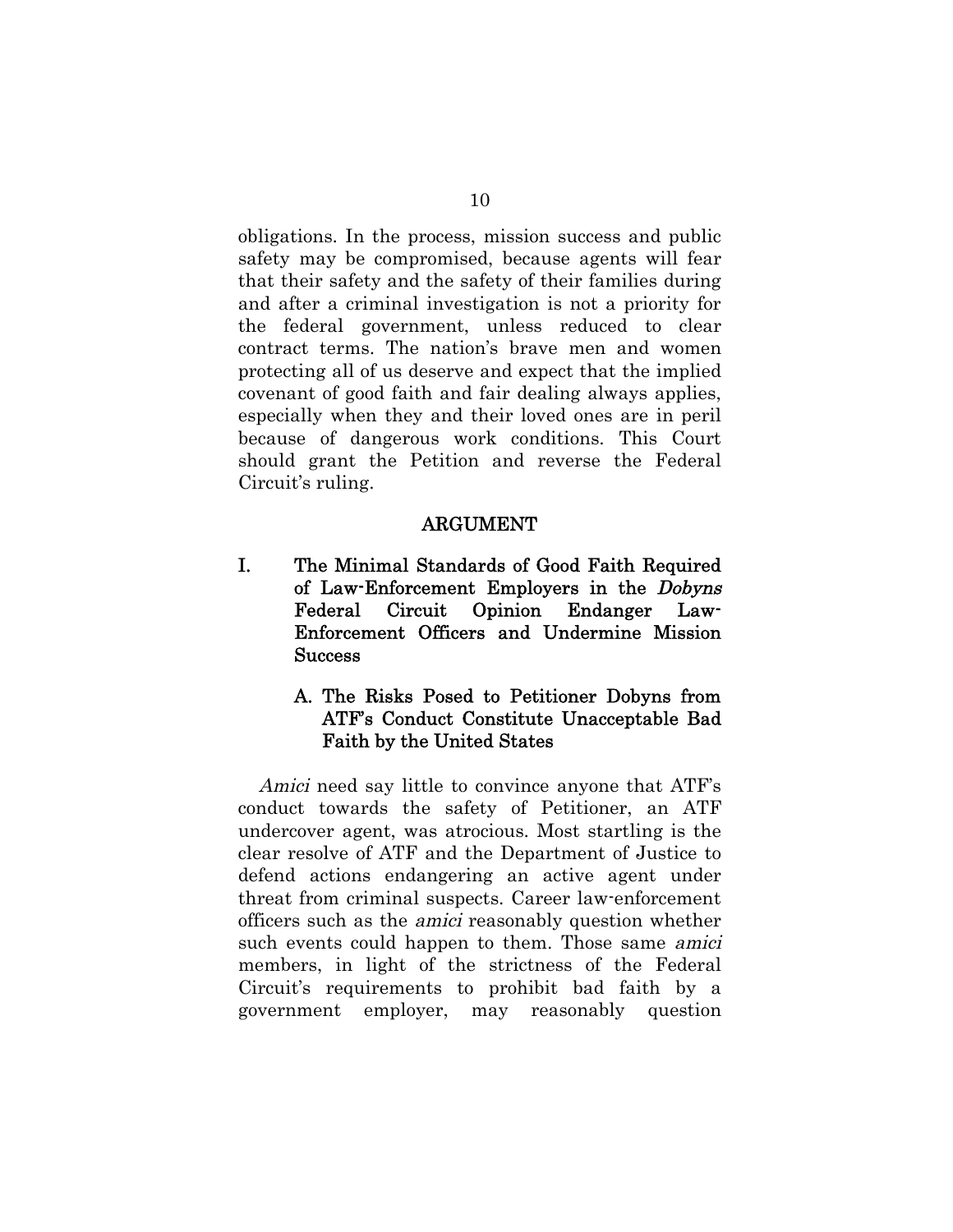obligations. In the process, mission success and public safety may be compromised, because agents will fear that their safety and the safety of their families during and after a criminal investigation is not a priority for the federal government, unless reduced to clear contract terms. The nation's brave men and women protecting all of us deserve and expect that the implied covenant of good faith and fair dealing always applies, especially when they and their loved ones are in peril because of dangerous work conditions. This Court should grant the Petition and reverse the Federal Circuit's ruling.

## ARGUMENT

### I. The Minimal Standards of Good Faith Required of Law-Enforcement Employers in the *Dobyns* Federal Circuit Opinion Endanger Law-Enforcement Officers and Undermine Mission Success

#### A. The Risks Posed to Petitioner Dobyns from ATF's Conduct Constitute Unacceptable Bad Faith by the United States

*Amici* need say little to convince anyone that ATF's conduct towards the safety of Petitioner, an ATF undercover agent, was atrocious. Most startling is the clear resolve of ATF and the Department of Justice to defend actions endangering an active agent under threat from criminal suspects. Career law-enforcement officers such as the *amici* reasonably question whether such events could happen to them. Those same *amici* members, in light of the strictness of the Federal Circuit's requirements to prohibit bad faith by a government employer, may reasonably question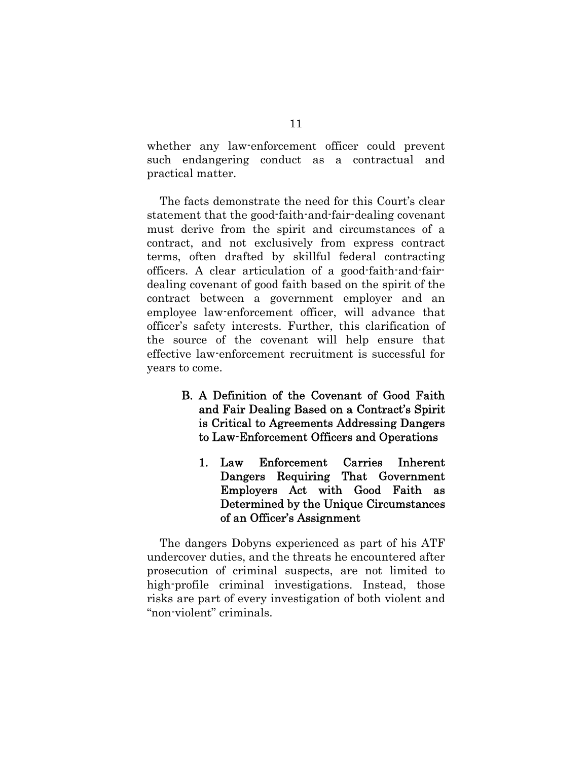whether any law-enforcement officer could prevent such endangering conduct as a contractual and practical matter.

The facts demonstrate the need for this Court's clear statement that the good-faith-and-fair-dealing covenant must derive from the spirit and circumstances of a contract, and not exclusively from express contract terms, often drafted by skillful federal contracting officers. A clear articulation of a good-faith-and-fair-dealing covenant of good faith based on the spirit of the contract between a government employer and an employee law-enforcement officer, will advance that officer's safety interests. Further, this clarification of the source of the covenant will help ensure that effective law-enforcement recruitment is successful for years to come.

### B. A Definition of the Covenant of Good Faith and Fair Dealing Based on a Contract's Spirit is Critical to Agreements Addressing Dangers to Law-Enforcement Officers and Operations

#### 1. Law Enforcement Carries Inherent Dangers Requiring That Government Employers Act with Good Faith as Determined by the Unique Circumstances of an Officer's Assignment

The dangers Dobyns experienced as part of his ATF undercover duties, and the threats he encountered after prosecution of criminal suspects, are not limited to high-profile criminal investigations. Instead, those risks are part of every investigation of both violent and "non-violent" criminals.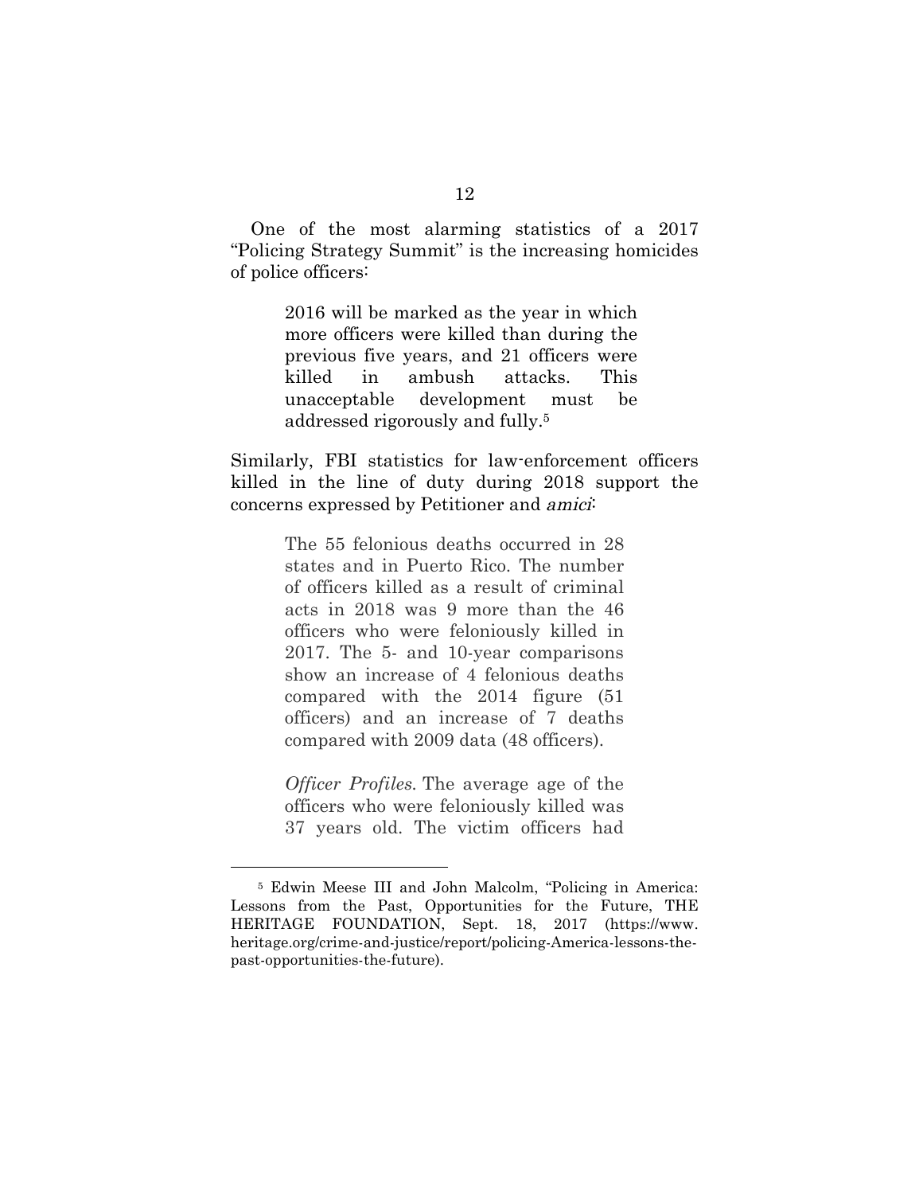One of the most alarming statistics of a 2017 "Policing Strategy Summit" is the increasing homicides of police officers:

> 2016 will be marked as the year in which more officers were killed than during the previous five years, and 21 officers were killed in ambush attacks. This unacceptable development must be addressed rigorously and fully.[5]

Similarly, FBI statistics for law-enforcement officers killed in the line of duty during 2018 support the concerns expressed by Petitioner and *amici*:

> The 55 felonious deaths occurred in 28 states and in Puerto Rico. The number of officers killed as a result of criminal acts in 2018 was 9 more than the 46 officers who were feloniously killed in 2017. The 5- and 10-year comparisons show an increase of 4 felonious deaths compared with the 2014 figure (51 officers) and an increase of 7 deaths compared with 2009 data (48 officers).
>
> *Officer Profiles.* The average age of the officers who were feloniously killed was 37 years old. The victim officers had

---

[5] Edwin Meese III and John Malcolm, "Policing in America: Lessons from the Past, Opportunities for the Future, THE HERITAGE FOUNDATION, Sept. 18, 2017 (https://www.heritage.org/crime-and-justice/report/policing-America-lessons-the-past-opportunities-the-future).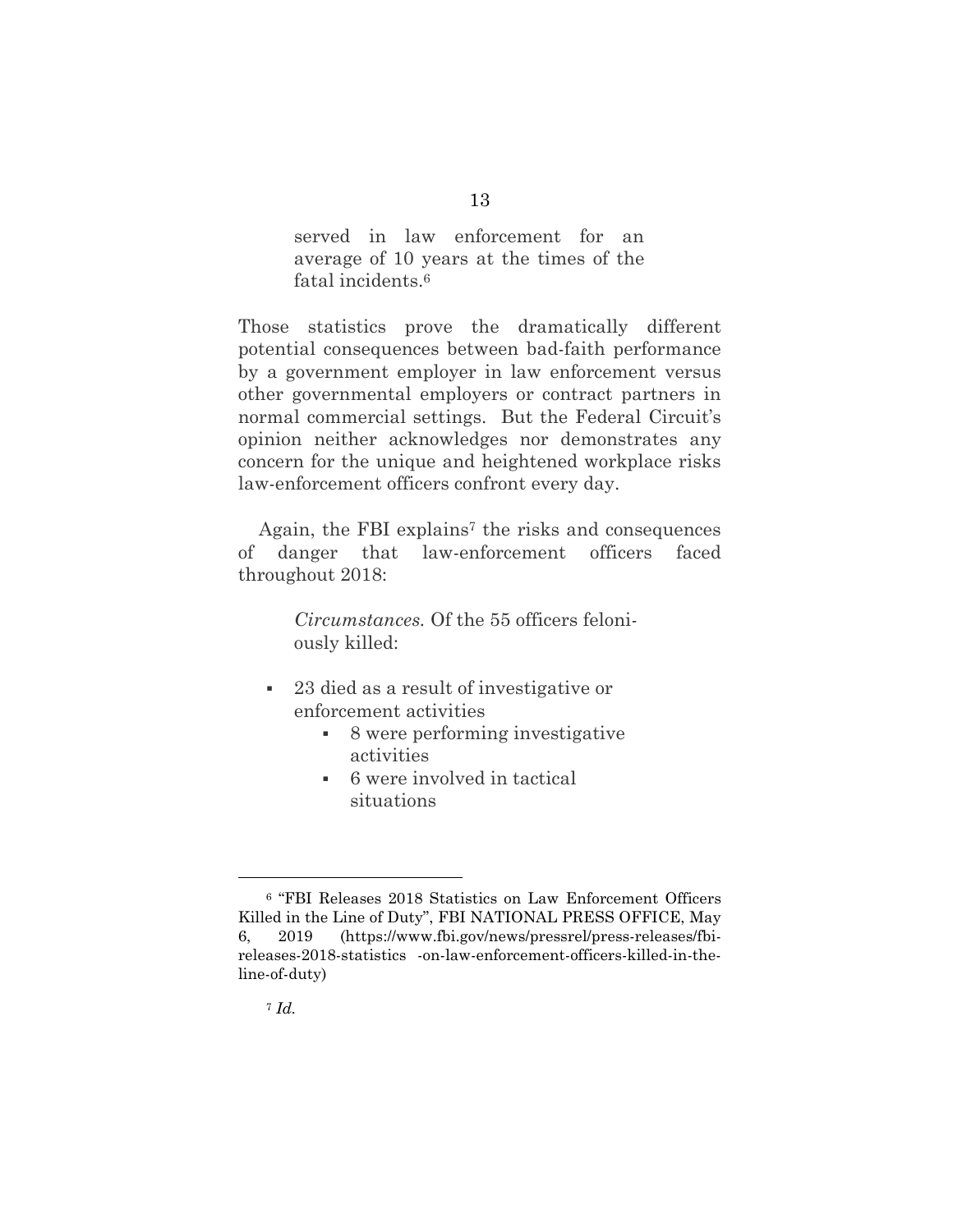> served in law enforcement for an average of 10 years at the times of the fatal incidents.[6]

Those statistics prove the dramatically different potential consequences between bad-faith performance by a government employer in law enforcement versus other governmental employers or contract partners in normal commercial settings. But the Federal Circuit's opinion neither acknowledges nor demonstrates any concern for the unique and heightened workplace risks law-enforcement officers confront every day.

Again, the FBI explains[7] the risks and consequences of danger that law-enforcement officers faced throughout 2018:

> *Circumstances.* Of the 55 officers feloniously killed:
>
> - 23 died as a result of investigative or enforcement activities
>     - 8 were performing investigative activities
>     - 6 were involved in tactical situations

---

[6] "FBI Releases 2018 Statistics on Law Enforcement Officers Killed in the Line of Duty", FBI NATIONAL PRESS OFFICE, May 6, 2019 (https://www.fbi.gov/news/pressrel/press-releases/fbi-releases-2018-statistics -on-law-enforcement-officers-killed-in-the-line-of-duty)

[7] *Id.*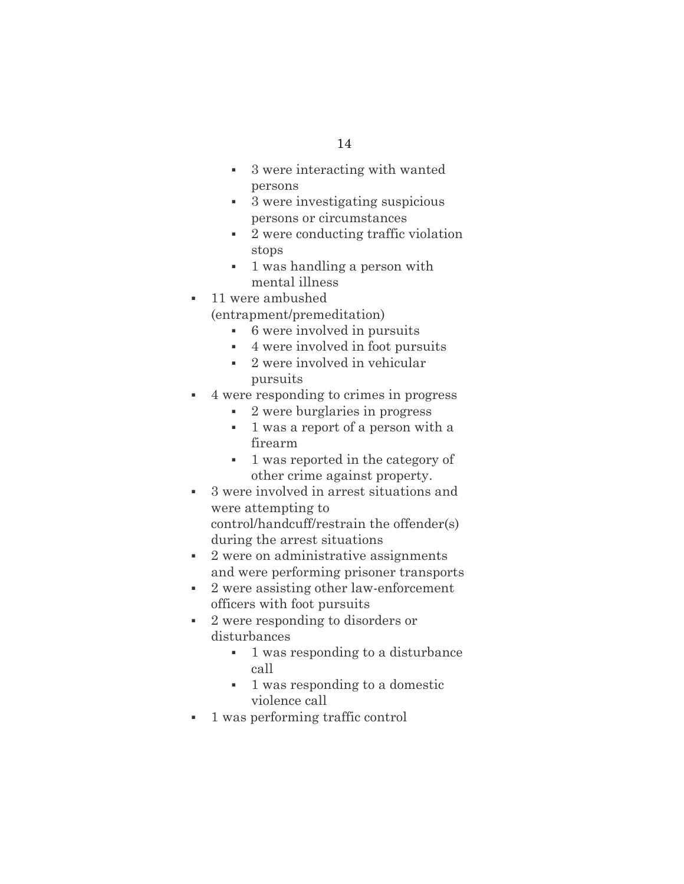- 3 were interacting with wanted persons
    - 3 were investigating suspicious persons or circumstances
    - 2 were conducting traffic violation stops
    - 1 was handling a person with mental illness
- 11 were ambushed (entrapment/premeditation)
    - 6 were involved in pursuits
    - 4 were involved in foot pursuits
    - 2 were involved in vehicular pursuits
- 4 were responding to crimes in progress
    - 2 were burglaries in progress
    - 1 was a report of a person with a firearm
    - 1 was reported in the category of other crime against property.
- 3 were involved in arrest situations and were attempting to control/handcuff/restrain the offender(s) during the arrest situations
- 2 were on administrative assignments and were performing prisoner transports
- 2 were assisting other law-enforcement officers with foot pursuits
- 2 were responding to disorders or disturbances
    - 1 was responding to a disturbance call
    - 1 was responding to a domestic violence call
- 1 was performing traffic control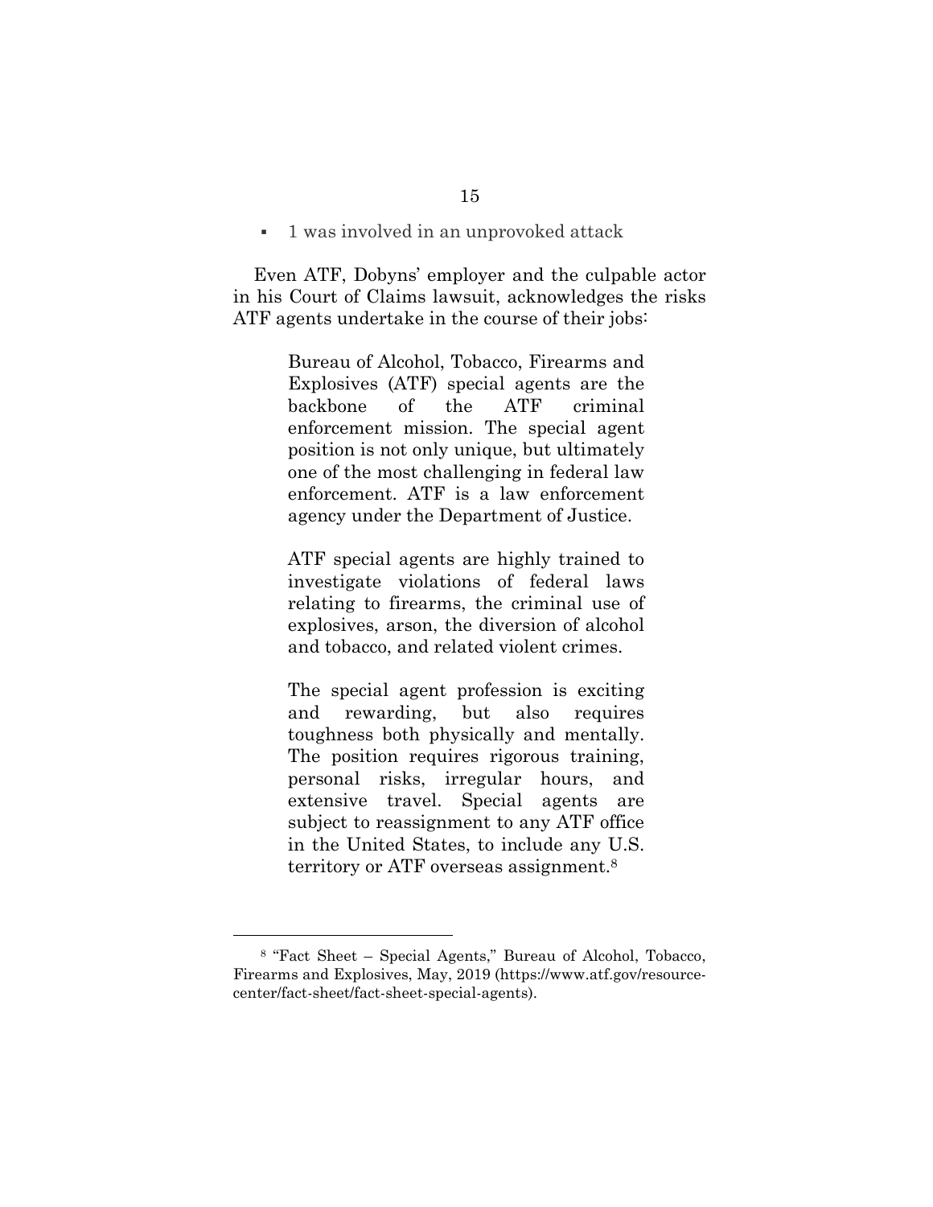- 1 was involved in an unprovoked attack

Even ATF, Dobyns' employer and the culpable actor in his Court of Claims lawsuit, acknowledges the risks ATF agents undertake in the course of their jobs:

> Bureau of Alcohol, Tobacco, Firearms and Explosives (ATF) special agents are the backbone of the ATF criminal enforcement mission. The special agent position is not only unique, but ultimately one of the most challenging in federal law enforcement. ATF is a law enforcement agency under the Department of Justice.
>
> ATF special agents are highly trained to investigate violations of federal laws relating to firearms, the criminal use of explosives, arson, the diversion of alcohol and tobacco, and related violent crimes.
>
> The special agent profession is exciting and rewarding, but also requires toughness both physically and mentally. The position requires rigorous training, personal risks, irregular hours, and extensive travel. Special agents are subject to reassignment to any ATF office in the United States, to include any U.S. territory or ATF overseas assignment.[8]

---

[8] "Fact Sheet – Special Agents," Bureau of Alcohol, Tobacco, Firearms and Explosives, May, 2019 (https://www.atf.gov/resource-center/fact-sheet/fact-sheet-special-agents).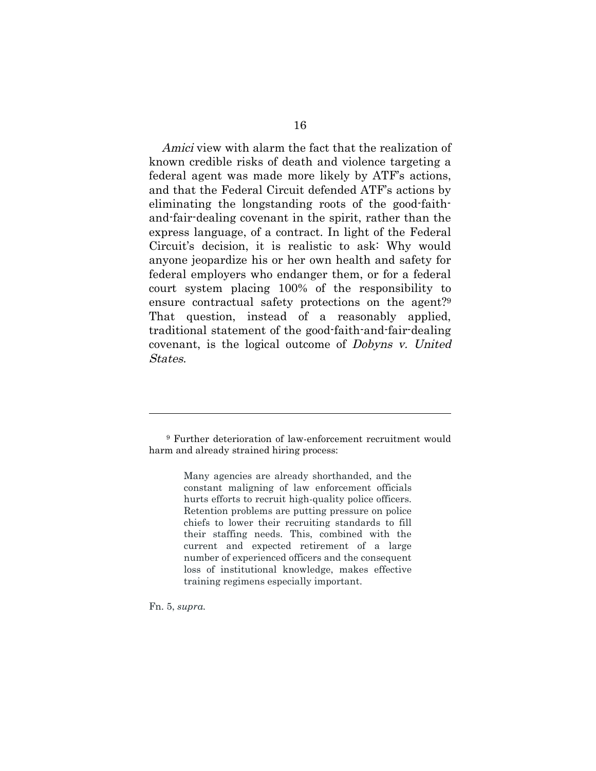*Amici* view with alarm the fact that the realization of known credible risks of death and violence targeting a federal agent was made more likely by ATF's actions, and that the Federal Circuit defended ATF's actions by eliminating the longstanding roots of the good-faith-and-fair-dealing covenant in the spirit, rather than the express language, of a contract. In light of the Federal Circuit's decision, it is realistic to ask: Why would anyone jeopardize his or her own health and safety for federal employers who endanger them, or for a federal court system placing 100% of the responsibility to ensure contractual safety protections on the agent?[9] That question, instead of a reasonably applied, traditional statement of the good-faith-and-fair-dealing covenant, is the logical outcome of *Dobyns v. United States*.

---

[9] Further deterioration of law-enforcement recruitment would harm and already strained hiring process:

> Many agencies are already shorthanded, and the constant maligning of law enforcement officials hurts efforts to recruit high-quality police officers. Retention problems are putting pressure on police chiefs to lower their recruiting standards to fill their staffing needs. This, combined with the current and expected retirement of a large number of experienced officers and the consequent loss of institutional knowledge, makes effective training regimens especially important.

Fn. 5, *supra*.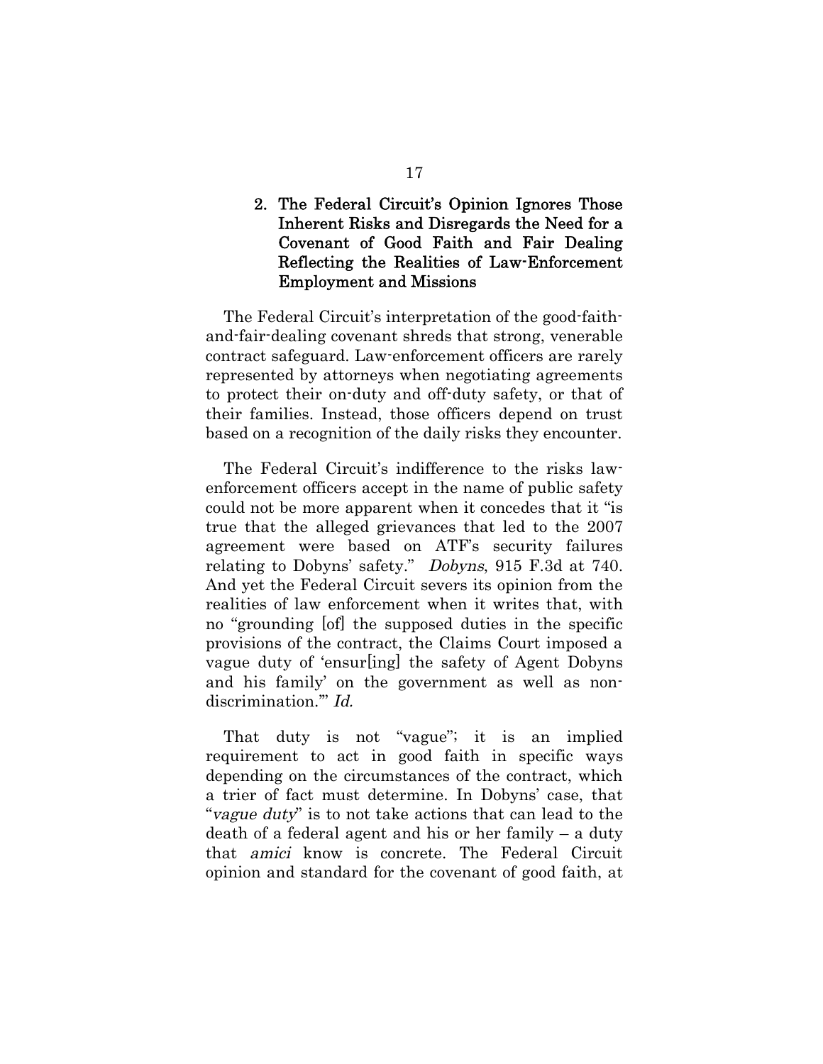### 2. The Federal Circuit's Opinion Ignores Those Inherent Risks and Disregards the Need for a Covenant of Good Faith and Fair Dealing Reflecting the Realities of Law-Enforcement Employment and Missions

The Federal Circuit's interpretation of the good-faith-and-fair-dealing covenant shreds that strong, venerable contract safeguard. Law-enforcement officers are rarely represented by attorneys when negotiating agreements to protect their on-duty and off-duty safety, or that of their families. Instead, those officers depend on trust based on a recognition of the daily risks they encounter.

The Federal Circuit's indifference to the risks law-enforcement officers accept in the name of public safety could not be more apparent when it concedes that it "is true that the alleged grievances that led to the 2007 agreement were based on ATF's security failures relating to Dobyns' safety." *Dobyns*, 915 F.3d at 740. And yet the Federal Circuit severs its opinion from the realities of law enforcement when it writes that, with no "grounding [of] the supposed duties in the specific provisions of the contract, the Claims Court imposed a vague duty of 'ensur[ing] the safety of Agent Dobyns and his family' on the government as well as non-discrimination.'" *Id.*

That duty is not "vague"; it is an implied requirement to act in good faith in specific ways depending on the circumstances of the contract, which a trier of fact must determine. In Dobyns' case, that "*vague duty*" is to not take actions that can lead to the death of a federal agent and his or her family – a duty that *amici* know is concrete. The Federal Circuit opinion and standard for the covenant of good faith, at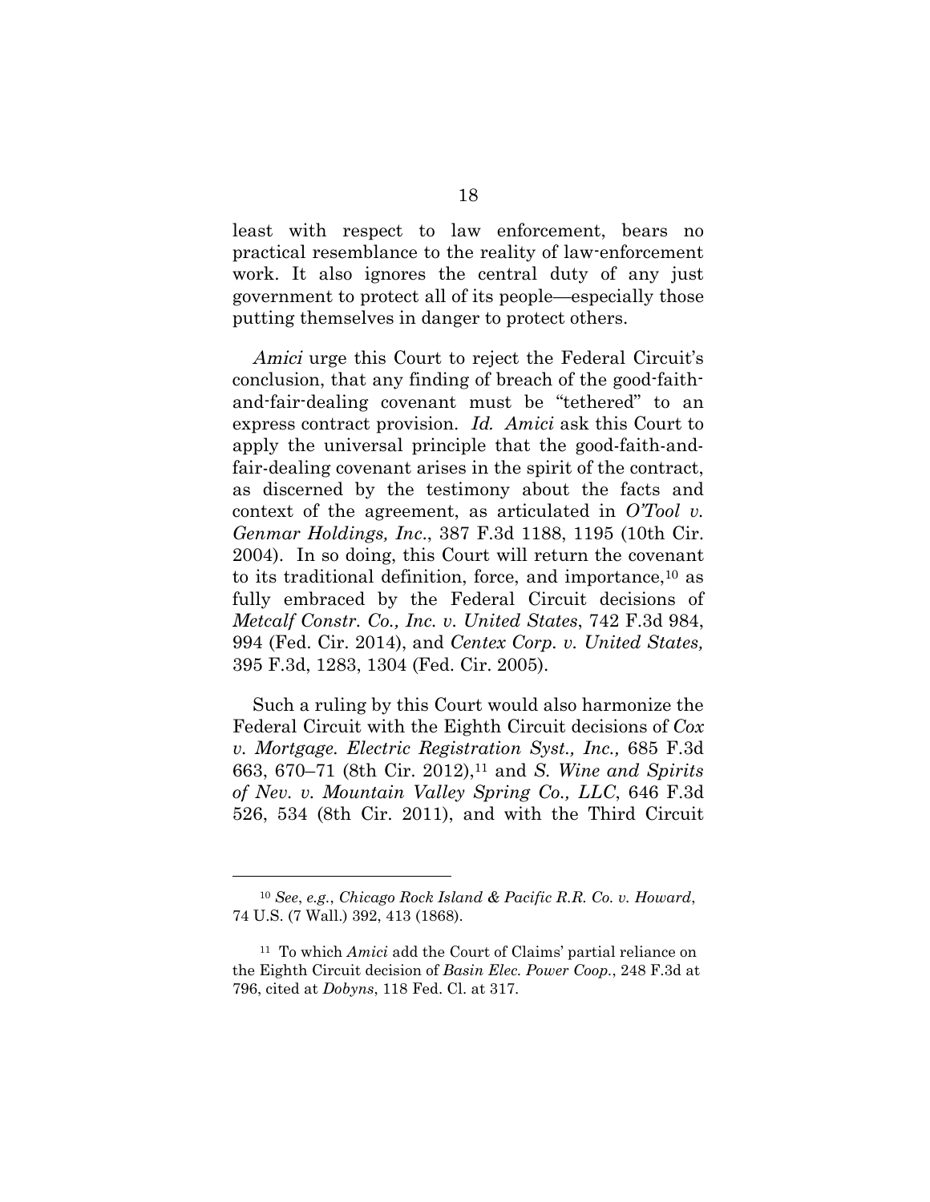least with respect to law enforcement, bears no practical resemblance to the reality of law-enforcement work. It also ignores the central duty of any just government to protect all of its people—especially those putting themselves in danger to protect others.

*Amici* urge this Court to reject the Federal Circuit's conclusion, that any finding of breach of the good-faith-and-fair-dealing covenant must be "tethered" to an express contract provision. *Id. Amici* ask this Court to apply the universal principle that the good-faith-and-fair-dealing covenant arises in the spirit of the contract, as discerned by the testimony about the facts and context of the agreement, as articulated in *O'Tool v. Genmar Holdings, Inc*., 387 F.3d 1188, 1195 (10th Cir. 2004). In so doing, this Court will return the covenant to its traditional definition, force, and importance,[10] as fully embraced by the Federal Circuit decisions of *Metcalf Constr. Co., Inc. v. United States*, 742 F.3d 984, 994 (Fed. Cir. 2014), and *Centex Corp. v. United States,* 395 F.3d, 1283, 1304 (Fed. Cir. 2005).

Such a ruling by this Court would also harmonize the Federal Circuit with the Eighth Circuit decisions of *Cox v. Mortgage. Electric Registration Syst., Inc.,* 685 F.3d 663, 670–71 (8th Cir. 2012),[11] and *S. Wine and Spirits of Nev. v. Mountain Valley Spring Co., LLC*, 646 F.3d 526, 534 (8th Cir. 2011), and with the Third Circuit

---

[10] *See*, *e.g.*, *Chicago Rock Island & Pacific R.R. Co. v. Howard*, 74 U.S. (7 Wall.) 392, 413 (1868).

[11] To which *Amici* add the Court of Claims' partial reliance on the Eighth Circuit decision of *Basin Elec. Power Coop.*, 248 F.3d at 796, cited at *Dobyns*, 118 Fed. Cl. at 317.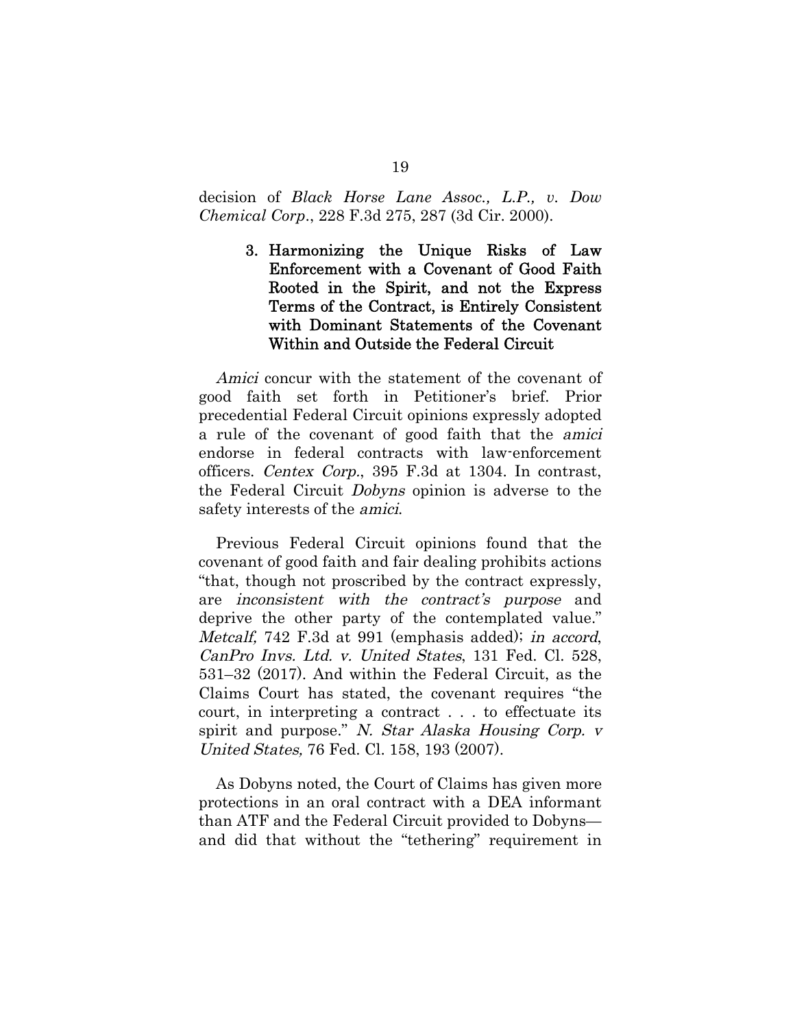decision of *Black Horse Lane Assoc., L.P., v. Dow Chemical Corp*., 228 F.3d 275, 287 (3d Cir. 2000).

### 3. Harmonizing the Unique Risks of Law Enforcement with a Covenant of Good Faith Rooted in the Spirit, and not the Express Terms of the Contract, is Entirely Consistent with Dominant Statements of the Covenant Within and Outside the Federal Circuit

*Amici* concur with the statement of the covenant of good faith set forth in Petitioner's brief. Prior precedential Federal Circuit opinions expressly adopted a rule of the covenant of good faith that the *amici* endorse in federal contracts with law-enforcement officers. *Centex Corp*., 395 F.3d at 1304. In contrast, the Federal Circuit *Dobyns* opinion is adverse to the safety interests of the *amici*.

Previous Federal Circuit opinions found that the covenant of good faith and fair dealing prohibits actions "that, though not proscribed by the contract expressly, are *inconsistent with the contract's purpose* and deprive the other party of the contemplated value." *Metcalf,* 742 F.3d at 991 (emphasis added); *in accord*, *CanPro Invs. Ltd. v. United States*, 131 Fed. Cl. 528, 531–32 (2017). And within the Federal Circuit, as the Claims Court has stated, the covenant requires "the court, in interpreting a contract . . . to effectuate its spirit and purpose." *N. Star Alaska Housing Corp. v United States,* 76 Fed. Cl. 158, 193 (2007).

As Dobyns noted, the Court of Claims has given more protections in an oral contract with a DEA informant than ATF and the Federal Circuit provided to Dobyns—and did that without the "tethering" requirement in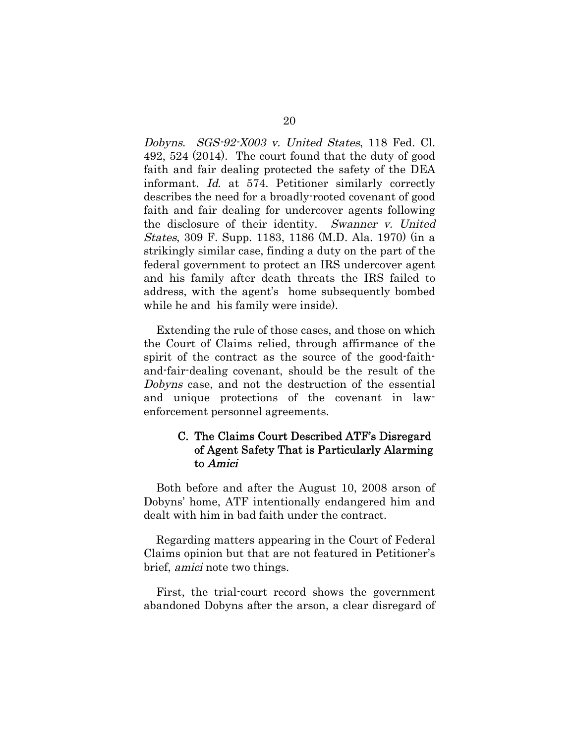*Dobyns*. *SGS-92-X003 v. United States*, 118 Fed. Cl. 492, 524 (2014). The court found that the duty of good faith and fair dealing protected the safety of the DEA informant. *Id.* at 574. Petitioner similarly correctly describes the need for a broadly-rooted covenant of good faith and fair dealing for undercover agents following the disclosure of their identity. *Swanner v. United States*, 309 F. Supp. 1183, 1186 (M.D. Ala. 1970) (in a strikingly similar case, finding a duty on the part of the federal government to protect an IRS undercover agent and his family after death threats the IRS failed to address, with the agent's home subsequently bombed while he and his family were inside).

Extending the rule of those cases, and those on which the Court of Claims relied, through affirmance of the spirit of the contract as the source of the good-faith-and-fair-dealing covenant, should be the result of the *Dobyns* case, and not the destruction of the essential and unique protections of the covenant in law-enforcement personnel agreements.

### C. The Claims Court Described ATF's Disregard of Agent Safety That is Particularly Alarming to *Amici*

Both before and after the August 10, 2008 arson of Dobyns' home, ATF intentionally endangered him and dealt with him in bad faith under the contract.

Regarding matters appearing in the Court of Federal Claims opinion but that are not featured in Petitioner's brief, *amici* note two things.

First, the trial-court record shows the government abandoned Dobyns after the arson, a clear disregard of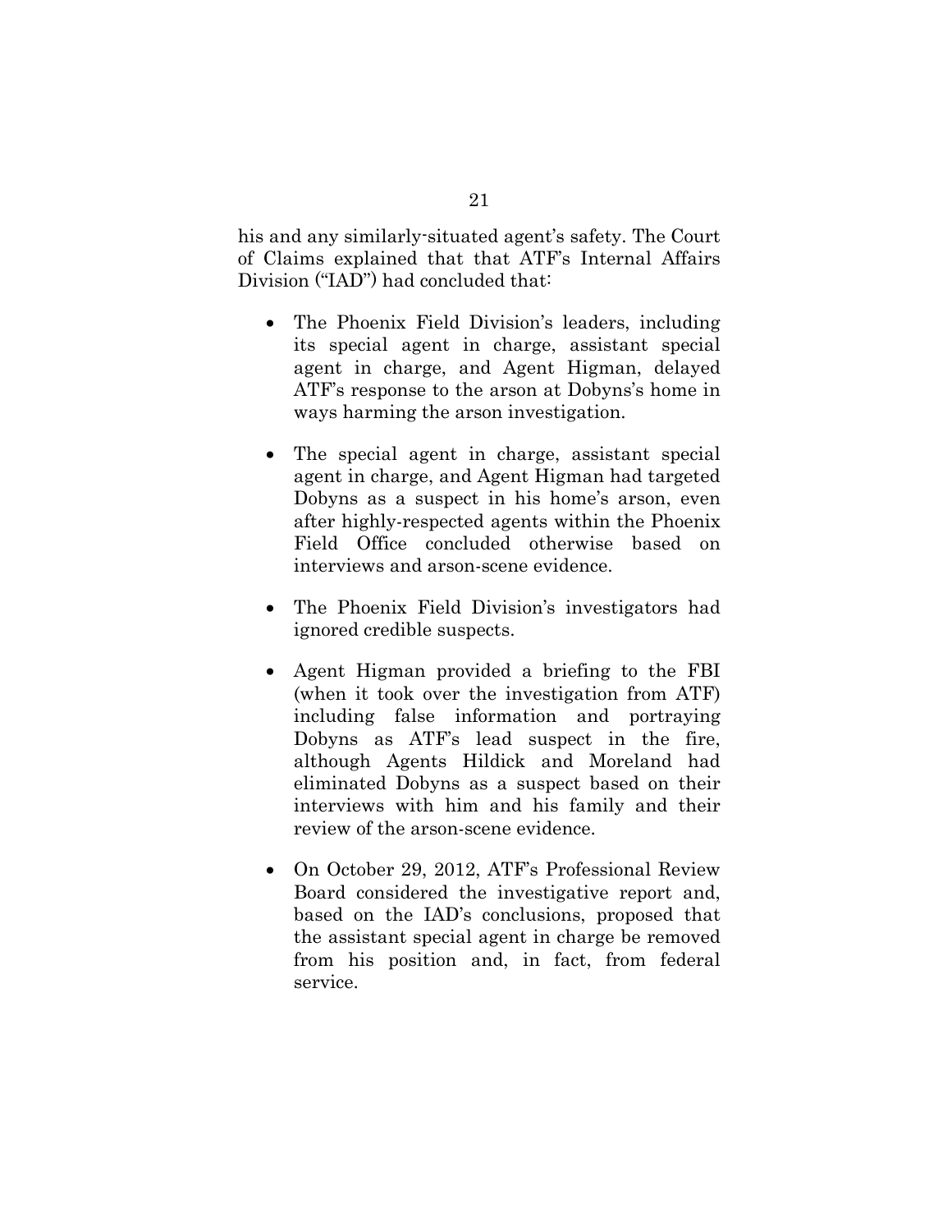his and any similarly-situated agent's safety. The Court of Claims explained that that ATF's Internal Affairs Division ("IAD") had concluded that:

- The Phoenix Field Division's leaders, including its special agent in charge, assistant special agent in charge, and Agent Higman, delayed ATF's response to the arson at Dobyns's home in ways harming the arson investigation.

- The special agent in charge, assistant special agent in charge, and Agent Higman had targeted Dobyns as a suspect in his home's arson, even after highly-respected agents within the Phoenix Field Office concluded otherwise based on interviews and arson-scene evidence.

- The Phoenix Field Division's investigators had ignored credible suspects.

- Agent Higman provided a briefing to the FBI (when it took over the investigation from ATF) including false information and portraying Dobyns as ATF's lead suspect in the fire, although Agents Hildick and Moreland had eliminated Dobyns as a suspect based on their interviews with him and his family and their review of the arson-scene evidence.

- On October 29, 2012, ATF's Professional Review Board considered the investigative report and, based on the IAD's conclusions, proposed that the assistant special agent in charge be removed from his position and, in fact, from federal service.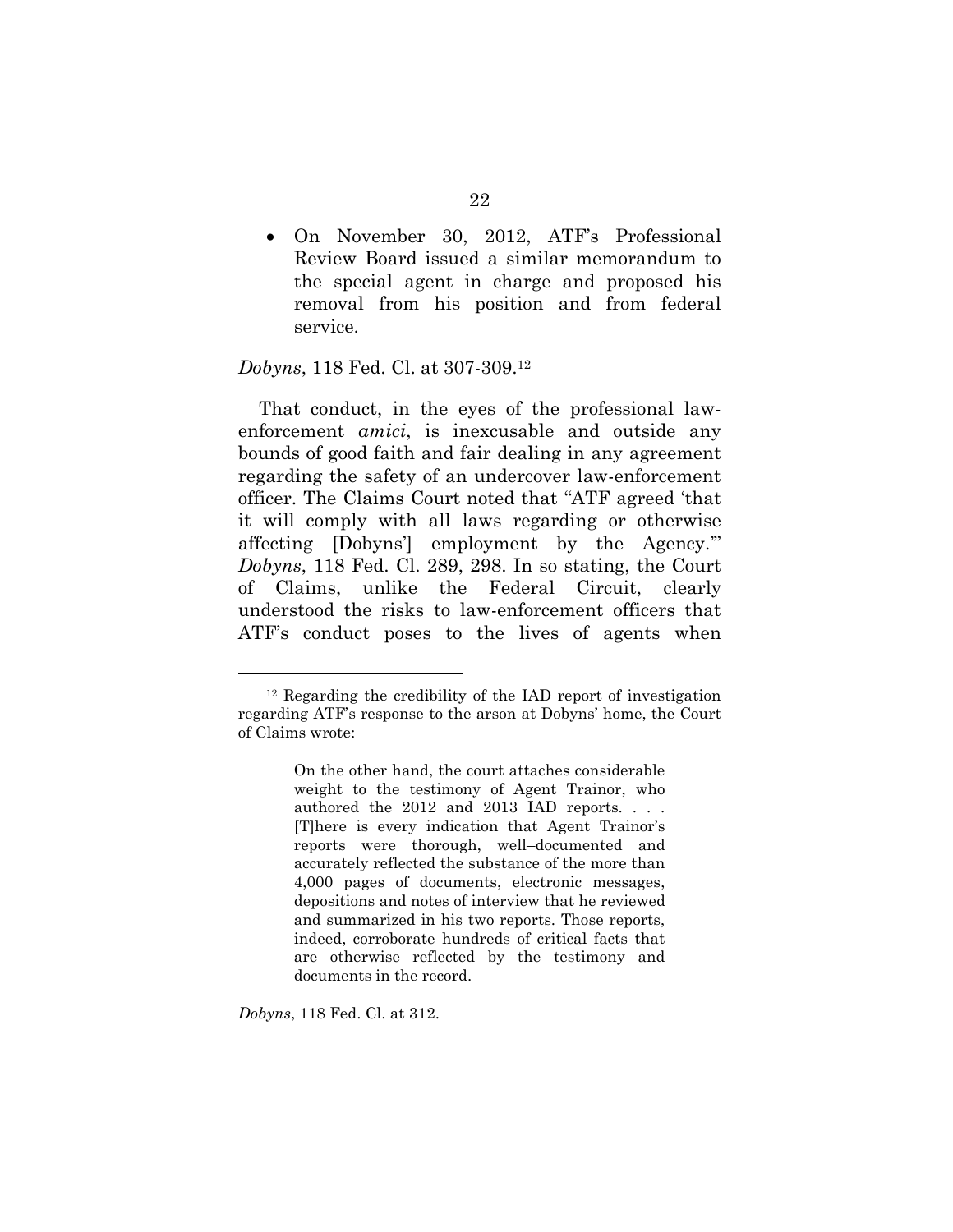- On November 30, 2012, ATF's Professional Review Board issued a similar memorandum to the special agent in charge and proposed his removal from his position and from federal service.

*Dobyns*, 118 Fed. Cl. at 307-309.[12]

That conduct, in the eyes of the professional law-enforcement *amici*, is inexcusable and outside any bounds of good faith and fair dealing in any agreement regarding the safety of an undercover law-enforcement officer. The Claims Court noted that "ATF agreed 'that it will comply with all laws regarding or otherwise affecting [Dobyns'] employment by the Agency.'" *Dobyns*, 118 Fed. Cl. 289, 298. In so stating, the Court of Claims, unlike the Federal Circuit, clearly understood the risks to law-enforcement officers that ATF's conduct poses to the lives of agents when

---

[12] Regarding the credibility of the IAD report of investigation regarding ATF's response to the arson at Dobyns' home, the Court of Claims wrote:

> On the other hand, the court attaches considerable weight to the testimony of Agent Trainor, who authored the 2012 and 2013 IAD reports. . . . [T]here is every indication that Agent Trainor's reports were thorough, well–documented and accurately reflected the substance of the more than 4,000 pages of documents, electronic messages, depositions and notes of interview that he reviewed and summarized in his two reports. Those reports, indeed, corroborate hundreds of critical facts that are otherwise reflected by the testimony and documents in the record.

*Dobyns*, 118 Fed. Cl. at 312.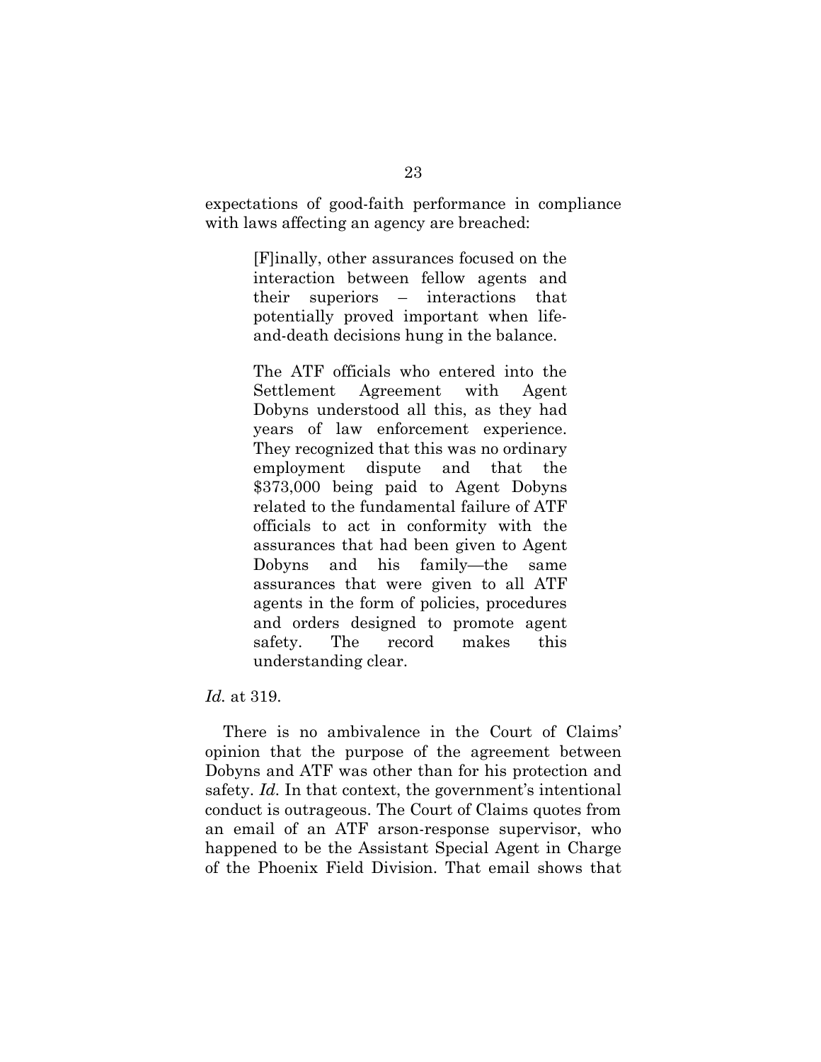expectations of good-faith performance in compliance with laws affecting an agency are breached:

> [F]inally, other assurances focused on the interaction between fellow agents and their superiors – interactions that potentially proved important when life-and-death decisions hung in the balance.
>
> The ATF officials who entered into the Settlement Agreement with Agent Dobyns understood all this, as they had years of law enforcement experience. They recognized that this was no ordinary employment dispute and that the $373,000 being paid to Agent Dobyns related to the fundamental failure of ATF officials to act in conformity with the assurances that had been given to Agent Dobyns and his family—the same assurances that were given to all ATF agents in the form of policies, procedures and orders designed to promote agent safety. The record makes this understanding clear.

*Id.* at 319.

There is no ambivalence in the Court of Claims' opinion that the purpose of the agreement between Dobyns and ATF was other than for his protection and safety. *Id.* In that context, the government's intentional conduct is outrageous. The Court of Claims quotes from an email of an ATF arson-response supervisor, who happened to be the Assistant Special Agent in Charge of the Phoenix Field Division. That email shows that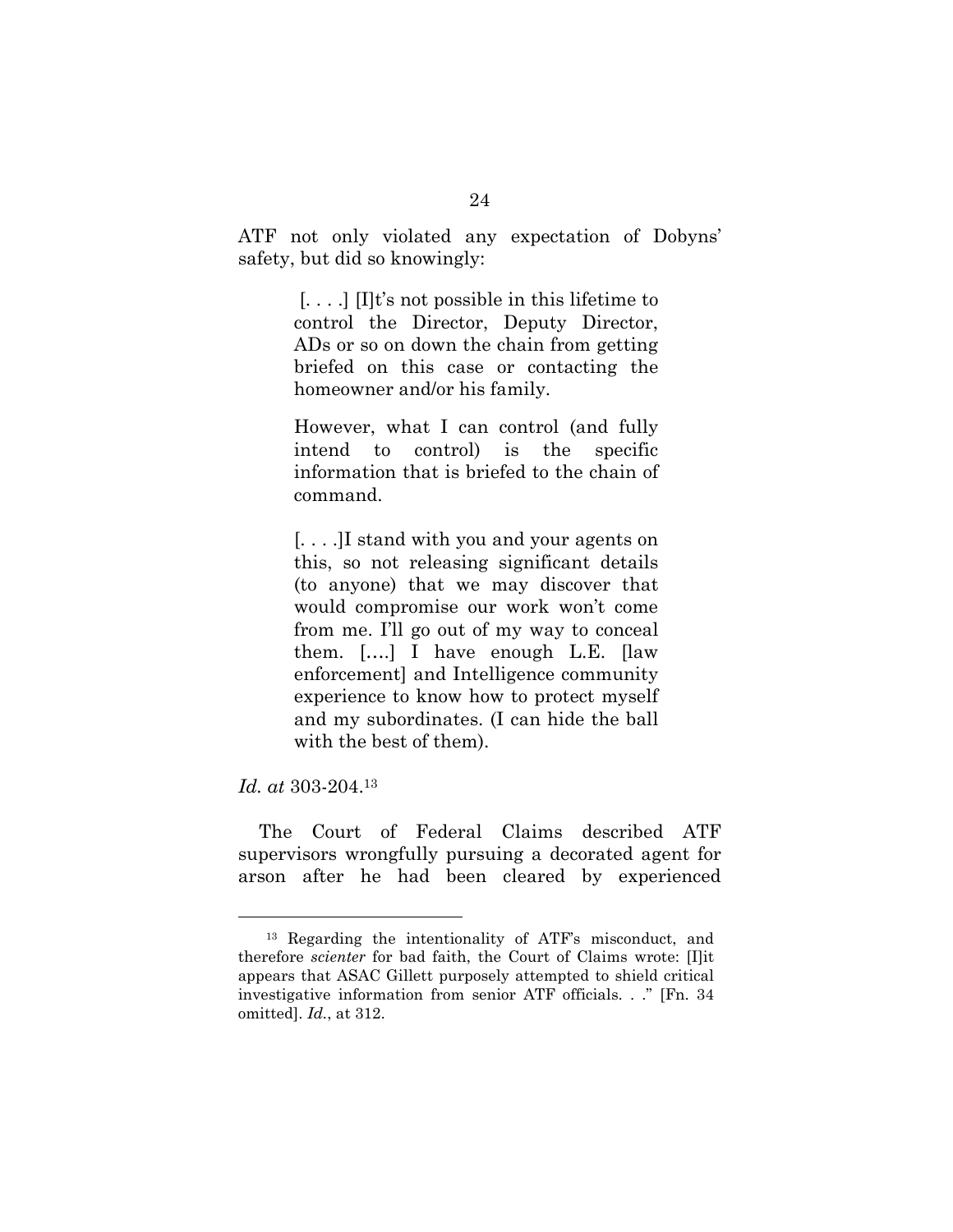ATF not only violated any expectation of Dobyns' safety, but did so knowingly:

> [. . . .] [I]t's not possible in this lifetime to control the Director, Deputy Director, ADs or so on down the chain from getting briefed on this case or contacting the homeowner and/or his family.
>
> However, what I can control (and fully intend to control) is the specific information that is briefed to the chain of command.
>
> [. . . .]I stand with you and your agents on this, so not releasing significant details (to anyone) that we may discover that would compromise our work won't come from me. I'll go out of my way to conceal them. [....] I have enough L.E. [law enforcement] and Intelligence community experience to know how to protect myself and my subordinates. (I can hide the ball with the best of them).

*Id. at* 303-204.[13]

The Court of Federal Claims described ATF supervisors wrongfully pursuing a decorated agent for arson after he had been cleared by experienced

---

[13] Regarding the intentionality of ATF's misconduct, and therefore *scienter* for bad faith, the Court of Claims wrote: [I]t appears that ASAC Gillett purposely attempted to shield critical investigative information from senior ATF officials. . ." [Fn. 34 omitted]. *Id.*, at 312.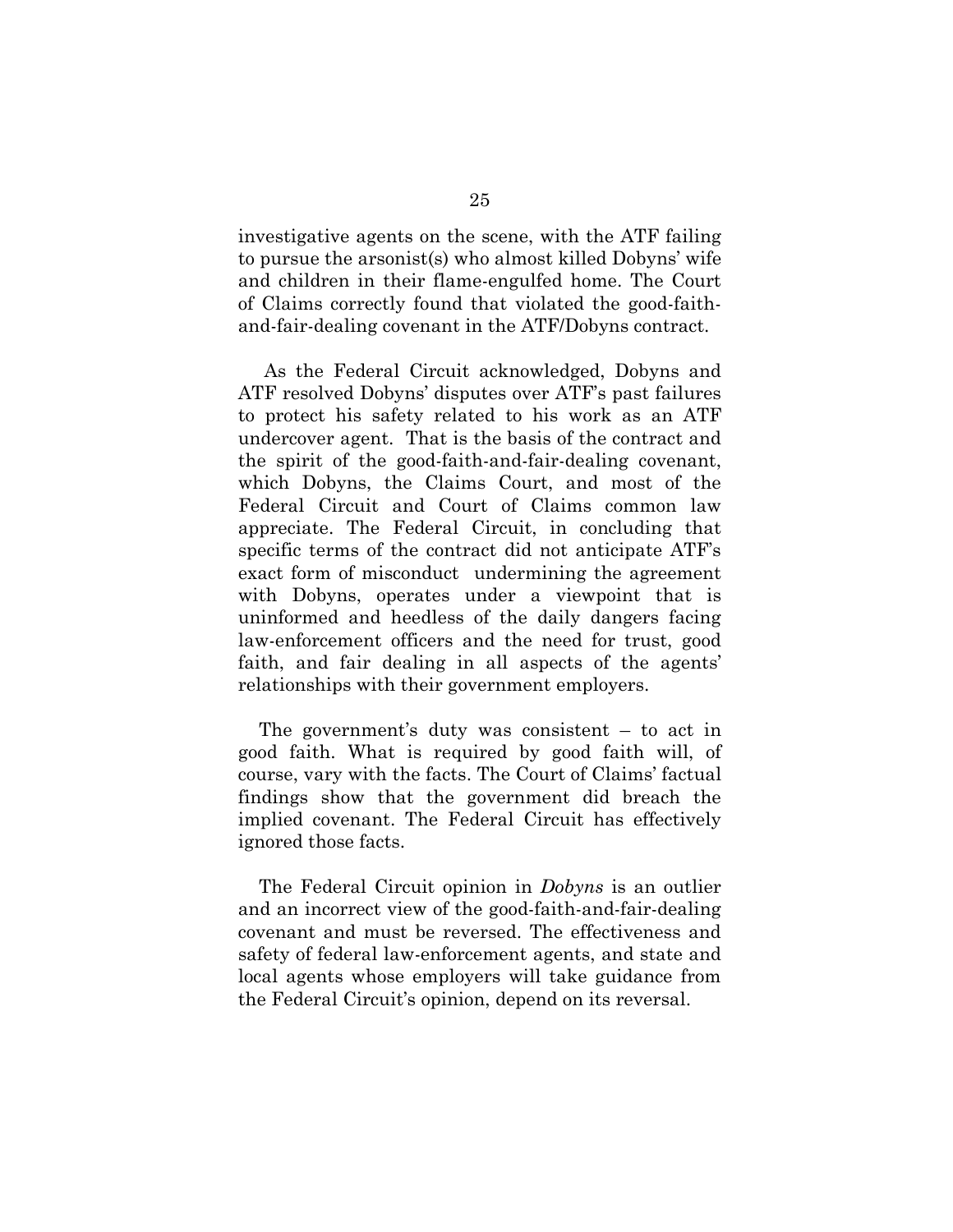investigative agents on the scene, with the ATF failing to pursue the arsonist(s) who almost killed Dobyns' wife and children in their flame-engulfed home. The Court of Claims correctly found that violated the good-faith-and-fair-dealing covenant in the ATF/Dobyns contract.

As the Federal Circuit acknowledged, Dobyns and ATF resolved Dobyns' disputes over ATF's past failures to protect his safety related to his work as an ATF undercover agent. That is the basis of the contract and the spirit of the good-faith-and-fair-dealing covenant, which Dobyns, the Claims Court, and most of the Federal Circuit and Court of Claims common law appreciate. The Federal Circuit, in concluding that specific terms of the contract did not anticipate ATF's exact form of misconduct undermining the agreement with Dobyns, operates under a viewpoint that is uninformed and heedless of the daily dangers facing law-enforcement officers and the need for trust, good faith, and fair dealing in all aspects of the agents' relationships with their government employers.

The government's duty was consistent – to act in good faith. What is required by good faith will, of course, vary with the facts. The Court of Claims' factual findings show that the government did breach the implied covenant. The Federal Circuit has effectively ignored those facts.

The Federal Circuit opinion in *Dobyns* is an outlier and an incorrect view of the good-faith-and-fair-dealing covenant and must be reversed. The effectiveness and safety of federal law-enforcement agents, and state and local agents whose employers will take guidance from the Federal Circuit's opinion, depend on its reversal.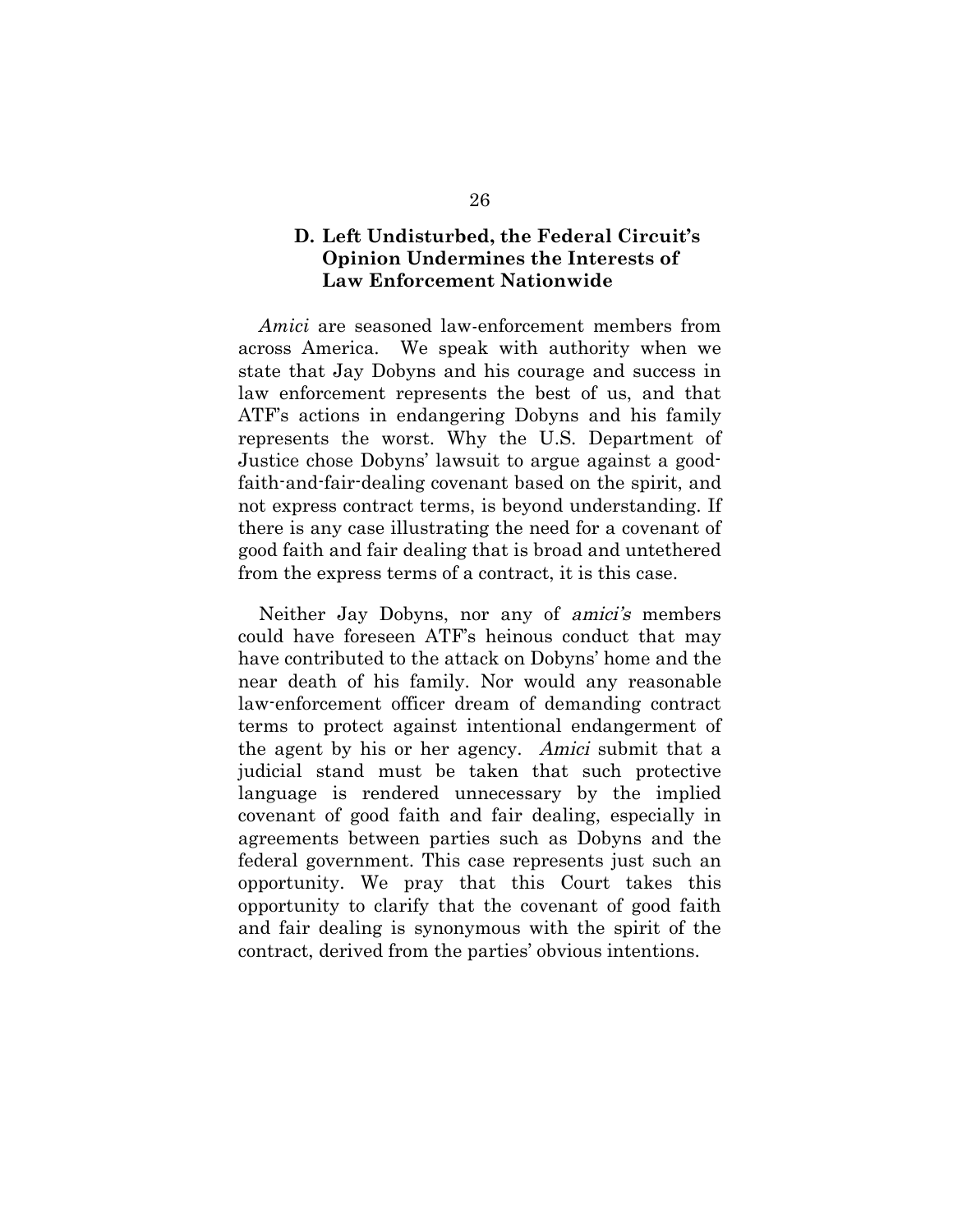### D. Left Undisturbed, the Federal Circuit's Opinion Undermines the Interests of Law Enforcement Nationwide

*Amici* are seasoned law-enforcement members from across America. We speak with authority when we state that Jay Dobyns and his courage and success in law enforcement represents the best of us, and that ATF's actions in endangering Dobyns and his family represents the worst. Why the U.S. Department of Justice chose Dobyns' lawsuit to argue against a good-faith-and-fair-dealing covenant based on the spirit, and not express contract terms, is beyond understanding. If there is any case illustrating the need for a covenant of good faith and fair dealing that is broad and untethered from the express terms of a contract, it is this case.

Neither Jay Dobyns, nor any of *amici's* members could have foreseen ATF's heinous conduct that may have contributed to the attack on Dobyns' home and the near death of his family. Nor would any reasonable law-enforcement officer dream of demanding contract terms to protect against intentional endangerment of the agent by his or her agency. *Amici* submit that a judicial stand must be taken that such protective language is rendered unnecessary by the implied covenant of good faith and fair dealing, especially in agreements between parties such as Dobyns and the federal government. This case represents just such an opportunity. We pray that this Court takes this opportunity to clarify that the covenant of good faith and fair dealing is synonymous with the spirit of the contract, derived from the parties' obvious intentions.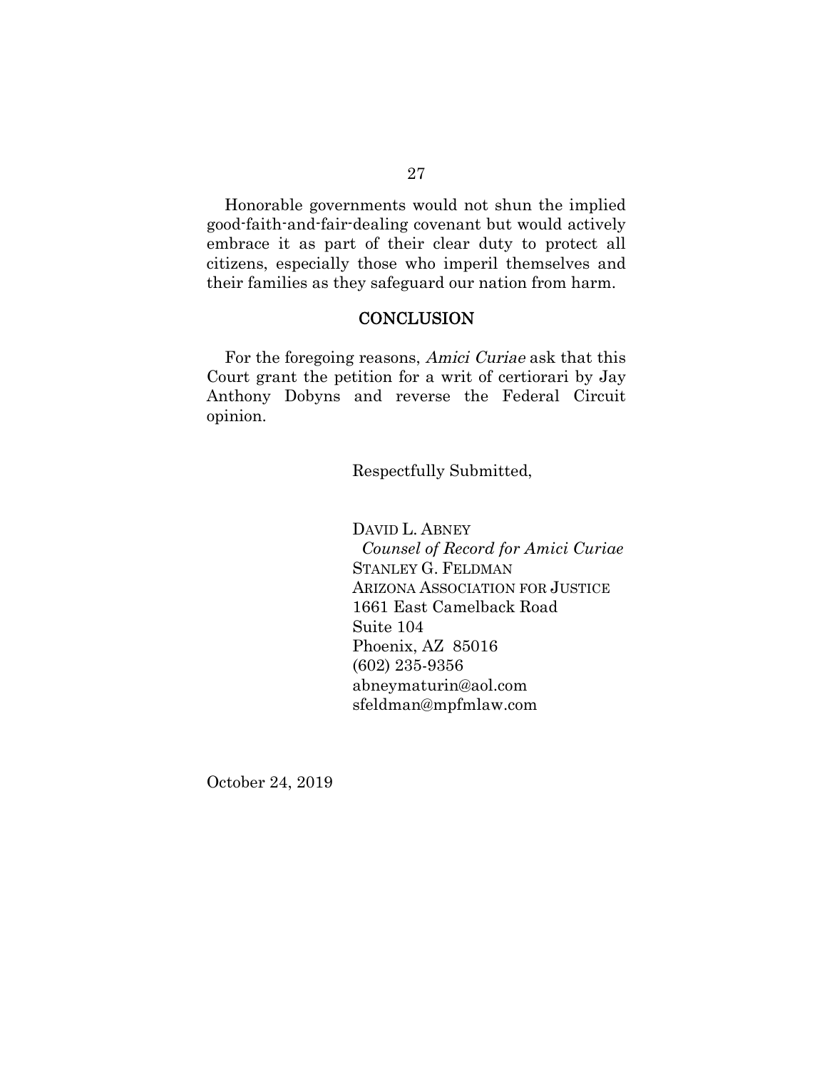Honorable governments would not shun the implied good-faith-and-fair-dealing covenant but would actively embrace it as part of their clear duty to protect all citizens, especially those who imperil themselves and their families as they safeguard our nation from harm.

## CONCLUSION

For the foregoing reasons, *Amici Curiae* ask that this Court grant the petition for a writ of certiorari by Jay Anthony Dobyns and reverse the Federal Circuit opinion.

Respectfully Submitted,

DAVID L. ABNEY
*Counsel of Record for Amici Curiae*
STANLEY G. FELDMAN
ARIZONA ASSOCIATION FOR JUSTICE
1661 East Camelback Road
Suite 104
Phoenix, AZ 85016
(602) 235-9356
abneymaturin@aol.com
sfeldman@mpfmlaw.com

October 24, 2019